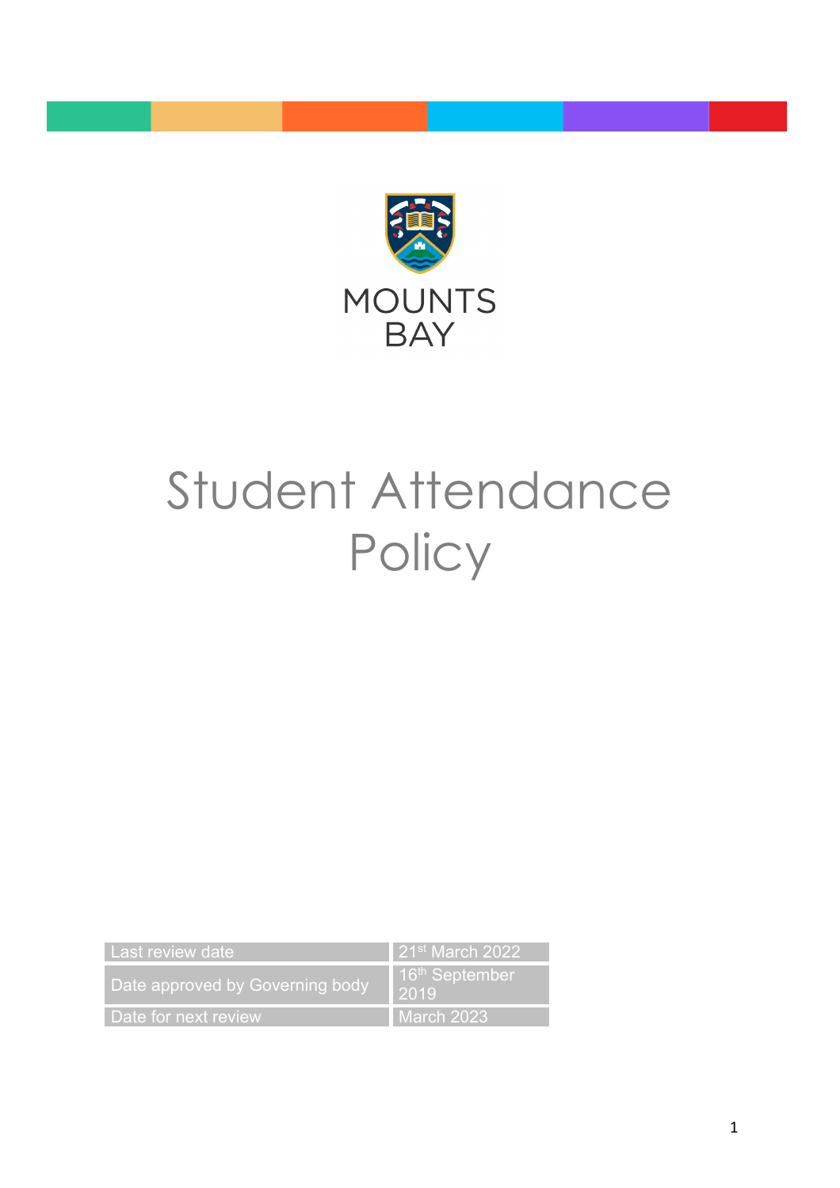MOUNTS BAY

# Student Attendance Policy

| Last review date | 21st March 2022 |
| --- | --- |
| Date approved by Governing body | 16th September 2019 |
| Date for next review | March 2023 |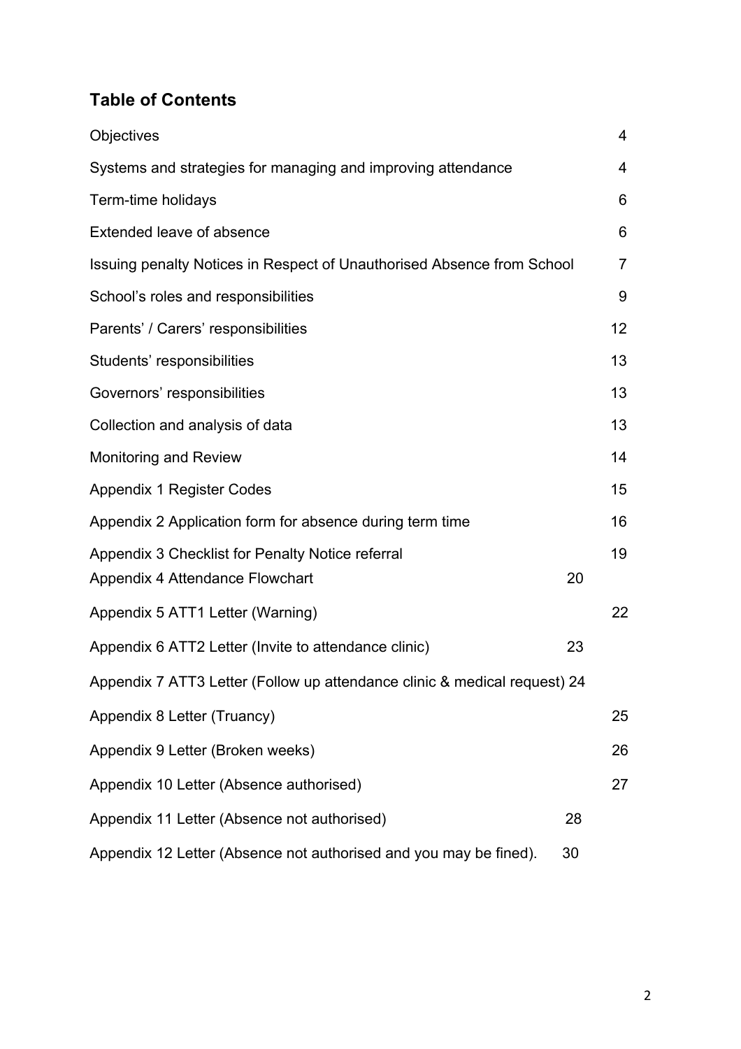## Table of Contents

| | |
|---|---|
| Objectives | 4 |
| Systems and strategies for managing and improving attendance | 4 |
| Term-time holidays | 6 |
| Extended leave of absence | 6 |
| Issuing penalty Notices in Respect of Unauthorised Absence from School | 7 |
| School's roles and responsibilities | 9 |
| Parents' / Carers' responsibilities | 12 |
| Students' responsibilities | 13 |
| Governors' responsibilities | 13 |
| Collection and analysis of data | 13 |
| Monitoring and Review | 14 |
| Appendix 1 Register Codes | 15 |
| Appendix 2 Application form for absence during term time | 16 |
| Appendix 3 Checklist for Penalty Notice referral | 19 |
| Appendix 4 Attendance Flowchart | 20 |
| Appendix 5 ATT1 Letter (Warning) | 22 |
| Appendix 6 ATT2 Letter (Invite to attendance clinic) | 23 |
| Appendix 7 ATT3 Letter (Follow up attendance clinic & medical request) | 24 |
| Appendix 8 Letter (Truancy) | 25 |
| Appendix 9 Letter (Broken weeks) | 26 |
| Appendix 10 Letter (Absence authorised) | 27 |
| Appendix 11 Letter (Absence not authorised) | 28 |
| Appendix 12 Letter (Absence not authorised and you may be fined). | 30 |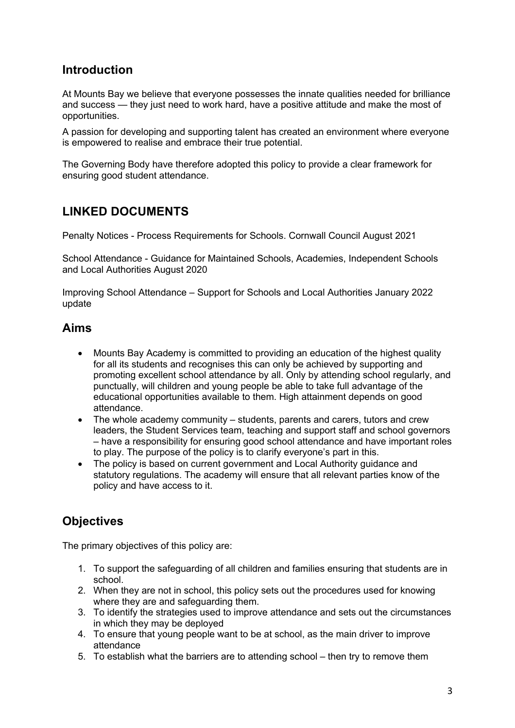## Introduction

At Mounts Bay we believe that everyone possesses the innate qualities needed for brilliance and success — they just need to work hard, have a positive attitude and make the most of opportunities.

A passion for developing and supporting talent has created an environment where everyone is empowered to realise and embrace their true potential.

The Governing Body have therefore adopted this policy to provide a clear framework for ensuring good student attendance.

## LINKED DOCUMENTS

Penalty Notices - Process Requirements for Schools. Cornwall Council August 2021

School Attendance - Guidance for Maintained Schools, Academies, Independent Schools and Local Authorities August 2020

Improving School Attendance – Support for Schools and Local Authorities January 2022 update

## Aims

- Mounts Bay Academy is committed to providing an education of the highest quality for all its students and recognises this can only be achieved by supporting and promoting excellent school attendance by all. Only by attending school regularly, and punctually, will children and young people be able to take full advantage of the educational opportunities available to them. High attainment depends on good attendance.
- The whole academy community – students, parents and carers, tutors and crew leaders, the Student Services team, teaching and support staff and school governors – have a responsibility for ensuring good school attendance and have important roles to play. The purpose of the policy is to clarify everyone's part in this.
- The policy is based on current government and Local Authority guidance and statutory regulations. The academy will ensure that all relevant parties know of the policy and have access to it.

## Objectives

The primary objectives of this policy are:

1. To support the safeguarding of all children and families ensuring that students are in school.
2. When they are not in school, this policy sets out the procedures used for knowing where they are and safeguarding them.
3. To identify the strategies used to improve attendance and sets out the circumstances in which they may be deployed
4. To ensure that young people want to be at school, as the main driver to improve attendance
5. To establish what the barriers are to attending school – then try to remove them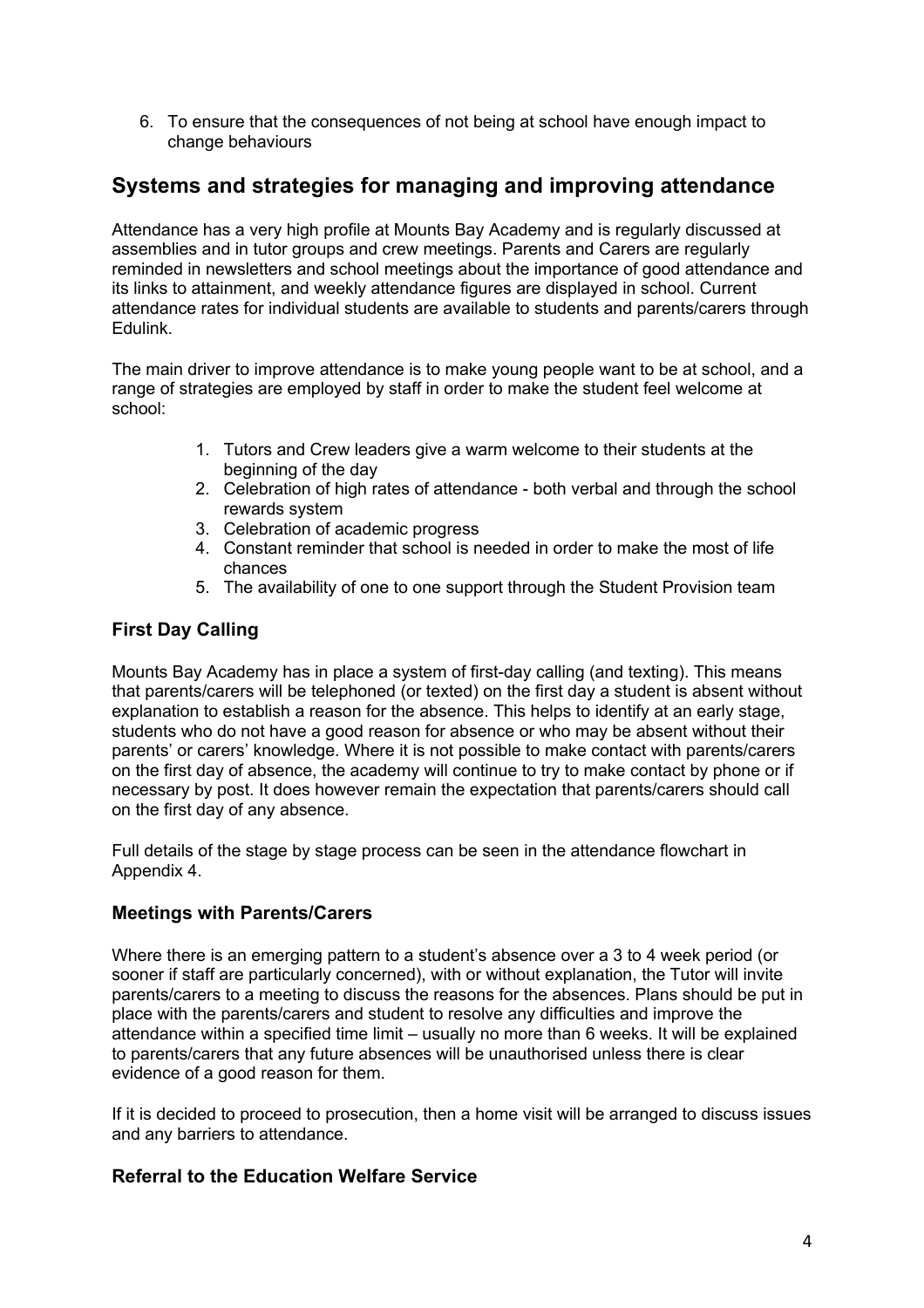6. To ensure that the consequences of not being at school have enough impact to change behaviours

## Systems and strategies for managing and improving attendance

Attendance has a very high profile at Mounts Bay Academy and is regularly discussed at assemblies and in tutor groups and crew meetings. Parents and Carers are regularly reminded in newsletters and school meetings about the importance of good attendance and its links to attainment, and weekly attendance figures are displayed in school. Current attendance rates for individual students are available to students and parents/carers through Edulink.

The main driver to improve attendance is to make young people want to be at school, and a range of strategies are employed by staff in order to make the student feel welcome at school:

1. Tutors and Crew leaders give a warm welcome to their students at the beginning of the day
2. Celebration of high rates of attendance - both verbal and through the school rewards system
3. Celebration of academic progress
4. Constant reminder that school is needed in order to make the most of life chances
5. The availability of one to one support through the Student Provision team

### First Day Calling

Mounts Bay Academy has in place a system of first-day calling (and texting). This means that parents/carers will be telephoned (or texted) on the first day a student is absent without explanation to establish a reason for the absence. This helps to identify at an early stage, students who do not have a good reason for absence or who may be absent without their parents' or carers' knowledge. Where it is not possible to make contact with parents/carers on the first day of absence, the academy will continue to try to make contact by phone or if necessary by post. It does however remain the expectation that parents/carers should call on the first day of any absence.

Full details of the stage by stage process can be seen in the attendance flowchart in Appendix 4.

### Meetings with Parents/Carers

Where there is an emerging pattern to a student's absence over a 3 to 4 week period (or sooner if staff are particularly concerned), with or without explanation, the Tutor will invite parents/carers to a meeting to discuss the reasons for the absences. Plans should be put in place with the parents/carers and student to resolve any difficulties and improve the attendance within a specified time limit – usually no more than 6 weeks. It will be explained to parents/carers that any future absences will be unauthorised unless there is clear evidence of a good reason for them.

If it is decided to proceed to prosecution, then a home visit will be arranged to discuss issues and any barriers to attendance.

### Referral to the Education Welfare Service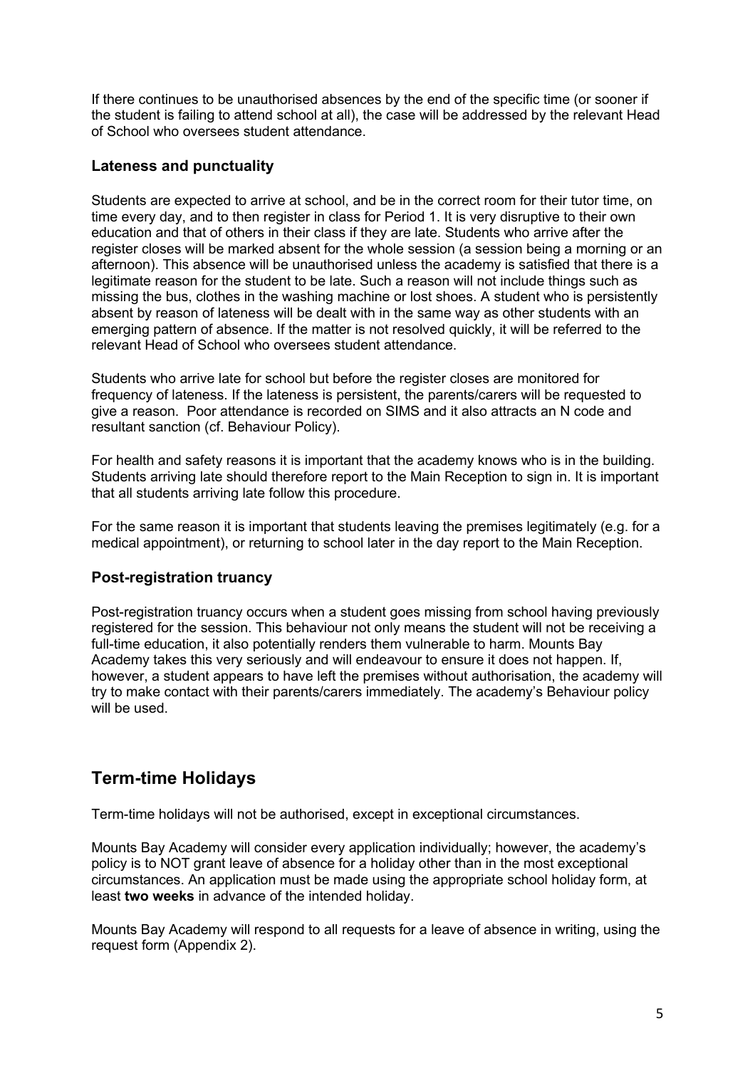If there continues to be unauthorised absences by the end of the specific time (or sooner if the student is failing to attend school at all), the case will be addressed by the relevant Head of School who oversees student attendance.

### Lateness and punctuality

Students are expected to arrive at school, and be in the correct room for their tutor time, on time every day, and to then register in class for Period 1. It is very disruptive to their own education and that of others in their class if they are late. Students who arrive after the register closes will be marked absent for the whole session (a session being a morning or an afternoon). This absence will be unauthorised unless the academy is satisfied that there is a legitimate reason for the student to be late. Such a reason will not include things such as missing the bus, clothes in the washing machine or lost shoes. A student who is persistently absent by reason of lateness will be dealt with in the same way as other students with an emerging pattern of absence. If the matter is not resolved quickly, it will be referred to the relevant Head of School who oversees student attendance.

Students who arrive late for school but before the register closes are monitored for frequency of lateness. If the lateness is persistent, the parents/carers will be requested to give a reason. Poor attendance is recorded on SIMS and it also attracts an N code and resultant sanction (cf. Behaviour Policy).

For health and safety reasons it is important that the academy knows who is in the building. Students arriving late should therefore report to the Main Reception to sign in. It is important that all students arriving late follow this procedure.

For the same reason it is important that students leaving the premises legitimately (e.g. for a medical appointment), or returning to school later in the day report to the Main Reception.

### Post-registration truancy

Post-registration truancy occurs when a student goes missing from school having previously registered for the session. This behaviour not only means the student will not be receiving a full-time education, it also potentially renders them vulnerable to harm. Mounts Bay Academy takes this very seriously and will endeavour to ensure it does not happen. If, however, a student appears to have left the premises without authorisation, the academy will try to make contact with their parents/carers immediately. The academy's Behaviour policy will be used.

## Term-time Holidays

Term-time holidays will not be authorised, except in exceptional circumstances.

Mounts Bay Academy will consider every application individually; however, the academy's policy is to NOT grant leave of absence for a holiday other than in the most exceptional circumstances. An application must be made using the appropriate school holiday form, at least **two weeks** in advance of the intended holiday.

Mounts Bay Academy will respond to all requests for a leave of absence in writing, using the request form (Appendix 2).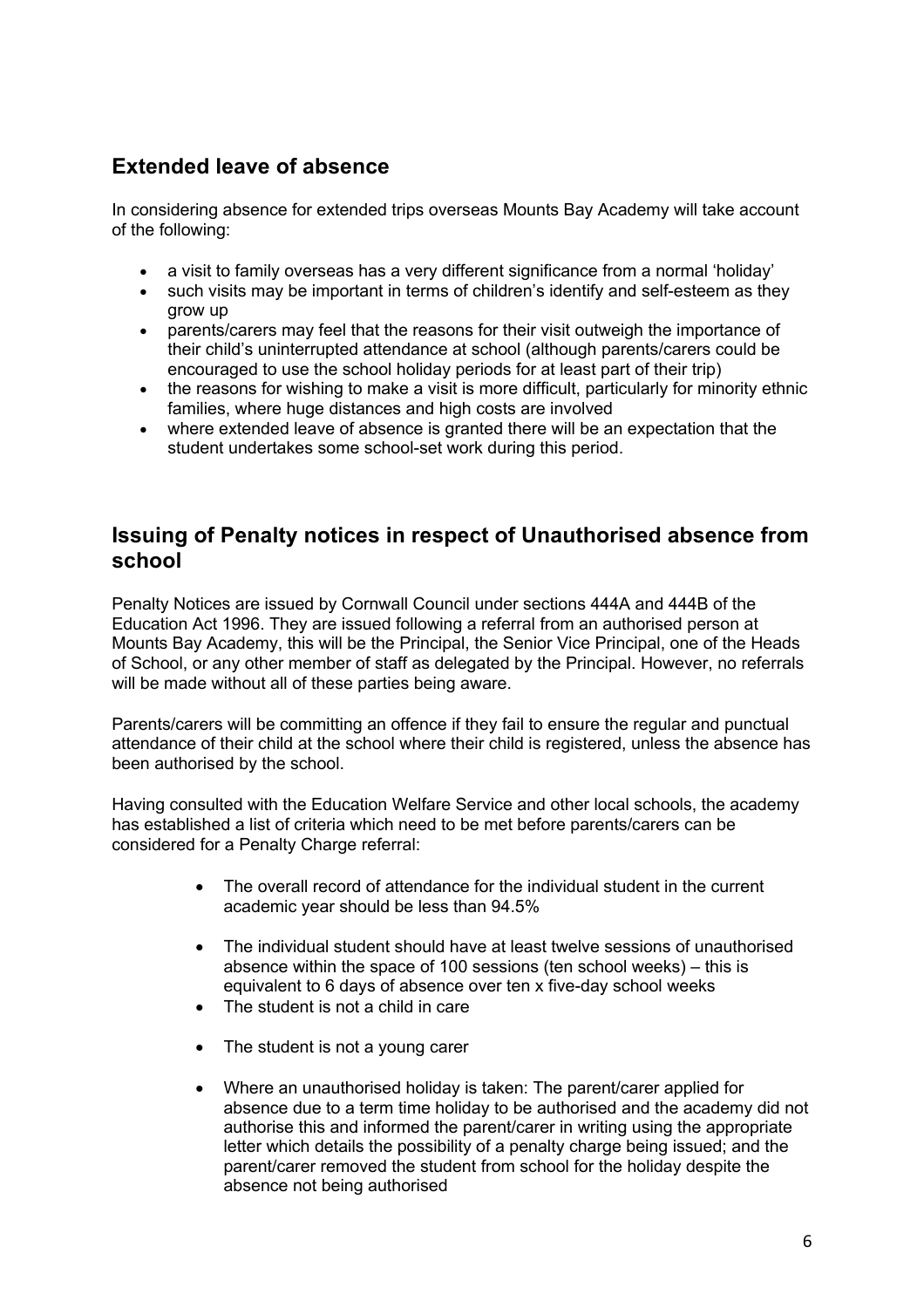## Extended leave of absence

In considering absence for extended trips overseas Mounts Bay Academy will take account of the following:

- a visit to family overseas has a very different significance from a normal 'holiday'
- such visits may be important in terms of children's identify and self-esteem as they grow up
- parents/carers may feel that the reasons for their visit outweigh the importance of their child's uninterrupted attendance at school (although parents/carers could be encouraged to use the school holiday periods for at least part of their trip)
- the reasons for wishing to make a visit is more difficult, particularly for minority ethnic families, where huge distances and high costs are involved
- where extended leave of absence is granted there will be an expectation that the student undertakes some school-set work during this period.

## Issuing of Penalty notices in respect of Unauthorised absence from school

Penalty Notices are issued by Cornwall Council under sections 444A and 444B of the Education Act 1996. They are issued following a referral from an authorised person at Mounts Bay Academy, this will be the Principal, the Senior Vice Principal, one of the Heads of School, or any other member of staff as delegated by the Principal. However, no referrals will be made without all of these parties being aware.

Parents/carers will be committing an offence if they fail to ensure the regular and punctual attendance of their child at the school where their child is registered, unless the absence has been authorised by the school.

Having consulted with the Education Welfare Service and other local schools, the academy has established a list of criteria which need to be met before parents/carers can be considered for a Penalty Charge referral:

- The overall record of attendance for the individual student in the current academic year should be less than 94.5%
- The individual student should have at least twelve sessions of unauthorised absence within the space of 100 sessions (ten school weeks) – this is equivalent to 6 days of absence over ten x five-day school weeks
- The student is not a child in care
- The student is not a young carer
- Where an unauthorised holiday is taken: The parent/carer applied for absence due to a term time holiday to be authorised and the academy did not authorise this and informed the parent/carer in writing using the appropriate letter which details the possibility of a penalty charge being issued; and the parent/carer removed the student from school for the holiday despite the absence not being authorised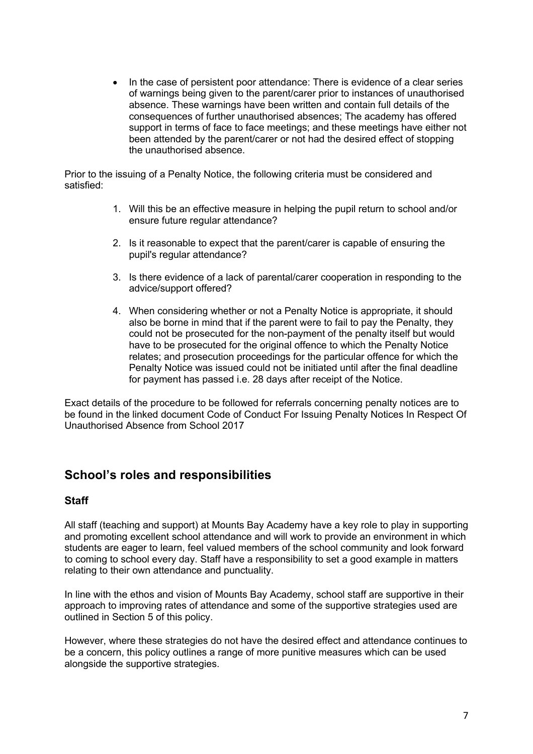- In the case of persistent poor attendance: There is evidence of a clear series of warnings being given to the parent/carer prior to instances of unauthorised absence. These warnings have been written and contain full details of the consequences of further unauthorised absences; The academy has offered support in terms of face to face meetings; and these meetings have either not been attended by the parent/carer or not had the desired effect of stopping the unauthorised absence.

Prior to the issuing of a Penalty Notice, the following criteria must be considered and satisfied:

1. Will this be an effective measure in helping the pupil return to school and/or ensure future regular attendance?
2. Is it reasonable to expect that the parent/carer is capable of ensuring the pupil's regular attendance?
3. Is there evidence of a lack of parental/carer cooperation in responding to the advice/support offered?
4. When considering whether or not a Penalty Notice is appropriate, it should also be borne in mind that if the parent were to fail to pay the Penalty, they could not be prosecuted for the non-payment of the penalty itself but would have to be prosecuted for the original offence to which the Penalty Notice relates; and prosecution proceedings for the particular offence for which the Penalty Notice was issued could not be initiated until after the final deadline for payment has passed i.e. 28 days after receipt of the Notice.

Exact details of the procedure to be followed for referrals concerning penalty notices are to be found in the linked document Code of Conduct For Issuing Penalty Notices In Respect Of Unauthorised Absence from School 2017

## School's roles and responsibilities

### Staff

All staff (teaching and support) at Mounts Bay Academy have a key role to play in supporting and promoting excellent school attendance and will work to provide an environment in which students are eager to learn, feel valued members of the school community and look forward to coming to school every day. Staff have a responsibility to set a good example in matters relating to their own attendance and punctuality.

In line with the ethos and vision of Mounts Bay Academy, school staff are supportive in their approach to improving rates of attendance and some of the supportive strategies used are outlined in Section 5 of this policy.

However, where these strategies do not have the desired effect and attendance continues to be a concern, this policy outlines a range of more punitive measures which can be used alongside the supportive strategies.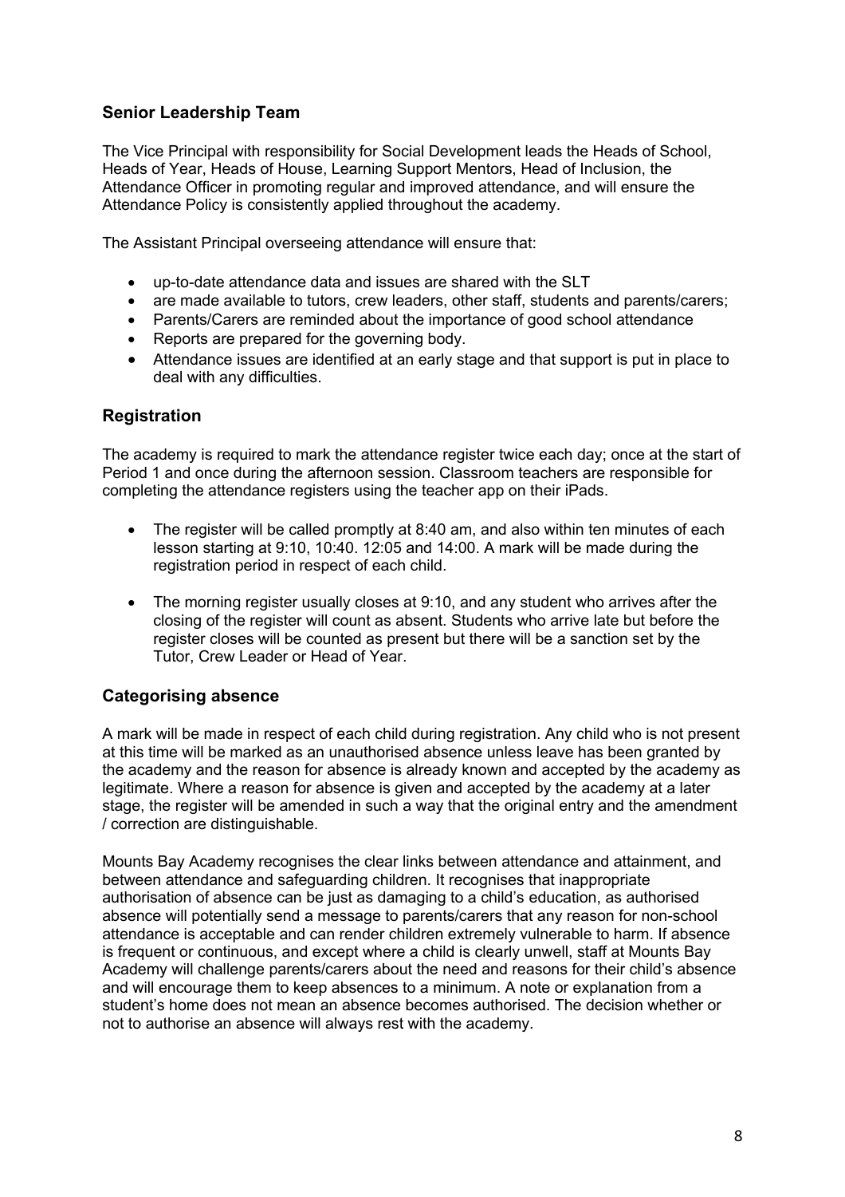## Senior Leadership Team

The Vice Principal with responsibility for Social Development leads the Heads of School, Heads of Year, Heads of House, Learning Support Mentors, Head of Inclusion, the Attendance Officer in promoting regular and improved attendance, and will ensure the Attendance Policy is consistently applied throughout the academy.

The Assistant Principal overseeing attendance will ensure that:

- up-to-date attendance data and issues are shared with the SLT
- are made available to tutors, crew leaders, other staff, students and parents/carers;
- Parents/Carers are reminded about the importance of good school attendance
- Reports are prepared for the governing body.
- Attendance issues are identified at an early stage and that support is put in place to deal with any difficulties.

## Registration

The academy is required to mark the attendance register twice each day; once at the start of Period 1 and once during the afternoon session. Classroom teachers are responsible for completing the attendance registers using the teacher app on their iPads.

- The register will be called promptly at 8:40 am, and also within ten minutes of each lesson starting at 9:10, 10:40. 12:05 and 14:00. A mark will be made during the registration period in respect of each child.

- The morning register usually closes at 9:10, and any student who arrives after the closing of the register will count as absent. Students who arrive late but before the register closes will be counted as present but there will be a sanction set by the Tutor, Crew Leader or Head of Year.

## Categorising absence

A mark will be made in respect of each child during registration. Any child who is not present at this time will be marked as an unauthorised absence unless leave has been granted by the academy and the reason for absence is already known and accepted by the academy as legitimate. Where a reason for absence is given and accepted by the academy at a later stage, the register will be amended in such a way that the original entry and the amendment / correction are distinguishable.

Mounts Bay Academy recognises the clear links between attendance and attainment, and between attendance and safeguarding children. It recognises that inappropriate authorisation of absence can be just as damaging to a child's education, as authorised absence will potentially send a message to parents/carers that any reason for non-school attendance is acceptable and can render children extremely vulnerable to harm. If absence is frequent or continuous, and except where a child is clearly unwell, staff at Mounts Bay Academy will challenge parents/carers about the need and reasons for their child's absence and will encourage them to keep absences to a minimum. A note or explanation from a student's home does not mean an absence becomes authorised. The decision whether or not to authorise an absence will always rest with the academy.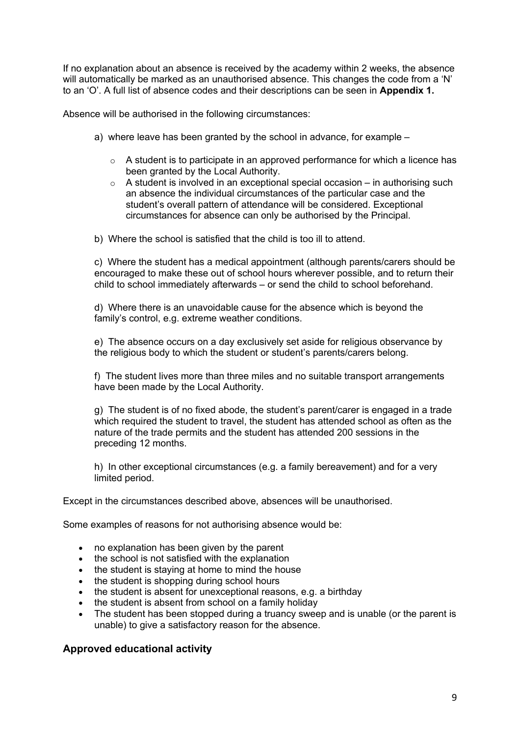If no explanation about an absence is received by the academy within 2 weeks, the absence will automatically be marked as an unauthorised absence. This changes the code from a 'N' to an 'O'. A full list of absence codes and their descriptions can be seen in **Appendix 1.**

Absence will be authorised in the following circumstances:

a) where leave has been granted by the school in advance, for example –

- A student is to participate in an approved performance for which a licence has been granted by the Local Authority.
- A student is involved in an exceptional special occasion – in authorising such an absence the individual circumstances of the particular case and the student's overall pattern of attendance will be considered. Exceptional circumstances for absence can only be authorised by the Principal.

b) Where the school is satisfied that the child is too ill to attend.

c) Where the student has a medical appointment (although parents/carers should be encouraged to make these out of school hours wherever possible, and to return their child to school immediately afterwards – or send the child to school beforehand.

d) Where there is an unavoidable cause for the absence which is beyond the family's control, e.g. extreme weather conditions.

e) The absence occurs on a day exclusively set aside for religious observance by the religious body to which the student or student's parents/carers belong.

f) The student lives more than three miles and no suitable transport arrangements have been made by the Local Authority.

g) The student is of no fixed abode, the student's parent/carer is engaged in a trade which required the student to travel, the student has attended school as often as the nature of the trade permits and the student has attended 200 sessions in the preceding 12 months.

h) In other exceptional circumstances (e.g. a family bereavement) and for a very limited period.

Except in the circumstances described above, absences will be unauthorised.

Some examples of reasons for not authorising absence would be:

- no explanation has been given by the parent
- the school is not satisfied with the explanation
- the student is staying at home to mind the house
- the student is shopping during school hours
- the student is absent for unexceptional reasons, e.g. a birthday
- the student is absent from school on a family holiday
- The student has been stopped during a truancy sweep and is unable (or the parent is unable) to give a satisfactory reason for the absence.

## Approved educational activity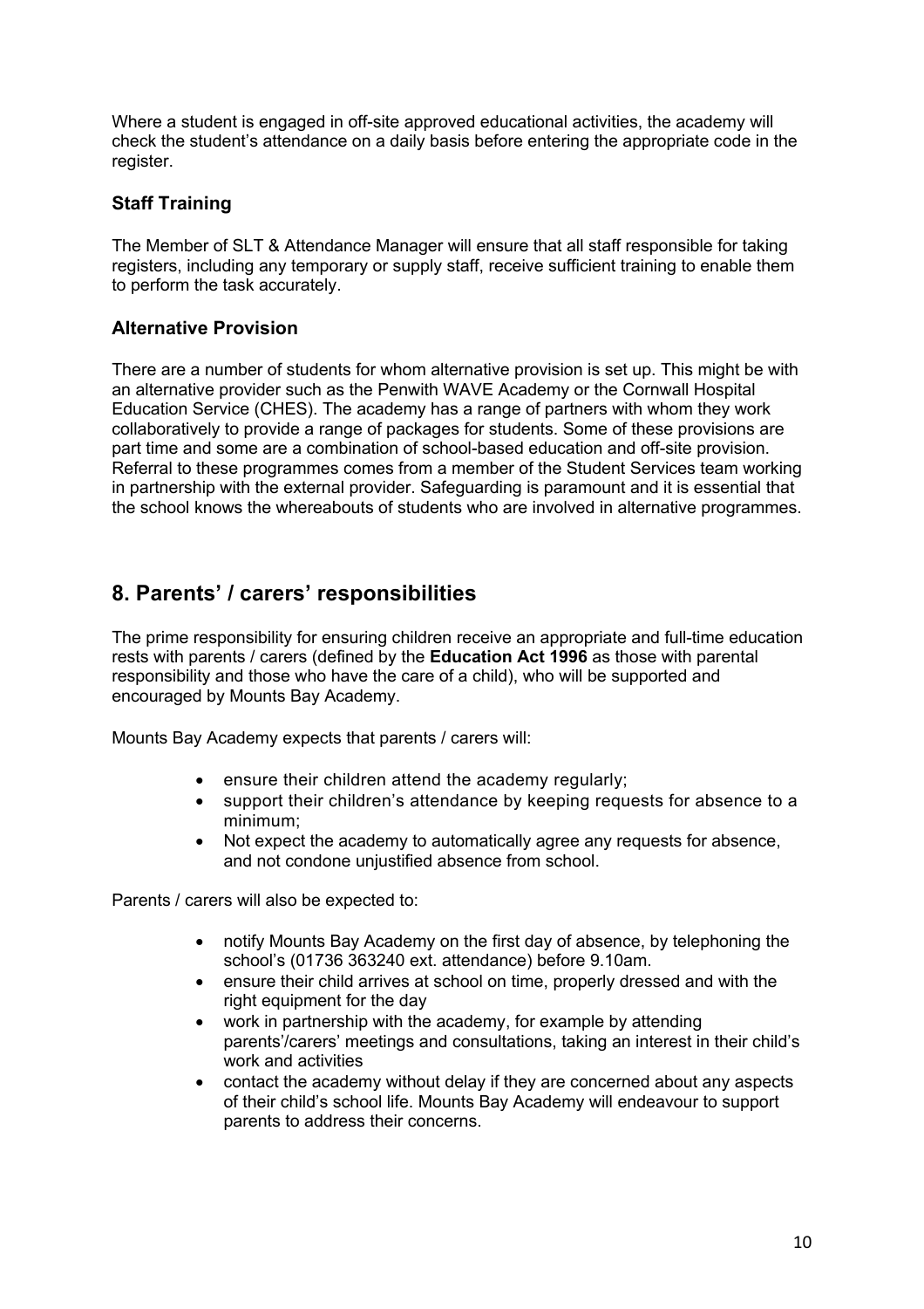Where a student is engaged in off-site approved educational activities, the academy will check the student's attendance on a daily basis before entering the appropriate code in the register.

### Staff Training

The Member of SLT & Attendance Manager will ensure that all staff responsible for taking registers, including any temporary or supply staff, receive sufficient training to enable them to perform the task accurately.

### Alternative Provision

There are a number of students for whom alternative provision is set up. This might be with an alternative provider such as the Penwith WAVE Academy or the Cornwall Hospital Education Service (CHES). The academy has a range of partners with whom they work collaboratively to provide a range of packages for students. Some of these provisions are part time and some are a combination of school-based education and off-site provision. Referral to these programmes comes from a member of the Student Services team working in partnership with the external provider. Safeguarding is paramount and it is essential that the school knows the whereabouts of students who are involved in alternative programmes.

## 8. Parents' / carers' responsibilities

The prime responsibility for ensuring children receive an appropriate and full-time education rests with parents / carers (defined by the **Education Act 1996** as those with parental responsibility and those who have the care of a child), who will be supported and encouraged by Mounts Bay Academy.

Mounts Bay Academy expects that parents / carers will:

- ensure their children attend the academy regularly;
- support their children's attendance by keeping requests for absence to a minimum;
- Not expect the academy to automatically agree any requests for absence, and not condone unjustified absence from school.

Parents / carers will also be expected to:

- notify Mounts Bay Academy on the first day of absence, by telephoning the school's (01736 363240 ext. attendance) before 9.10am.
- ensure their child arrives at school on time, properly dressed and with the right equipment for the day
- work in partnership with the academy, for example by attending parents'/carers' meetings and consultations, taking an interest in their child's work and activities
- contact the academy without delay if they are concerned about any aspects of their child's school life. Mounts Bay Academy will endeavour to support parents to address their concerns.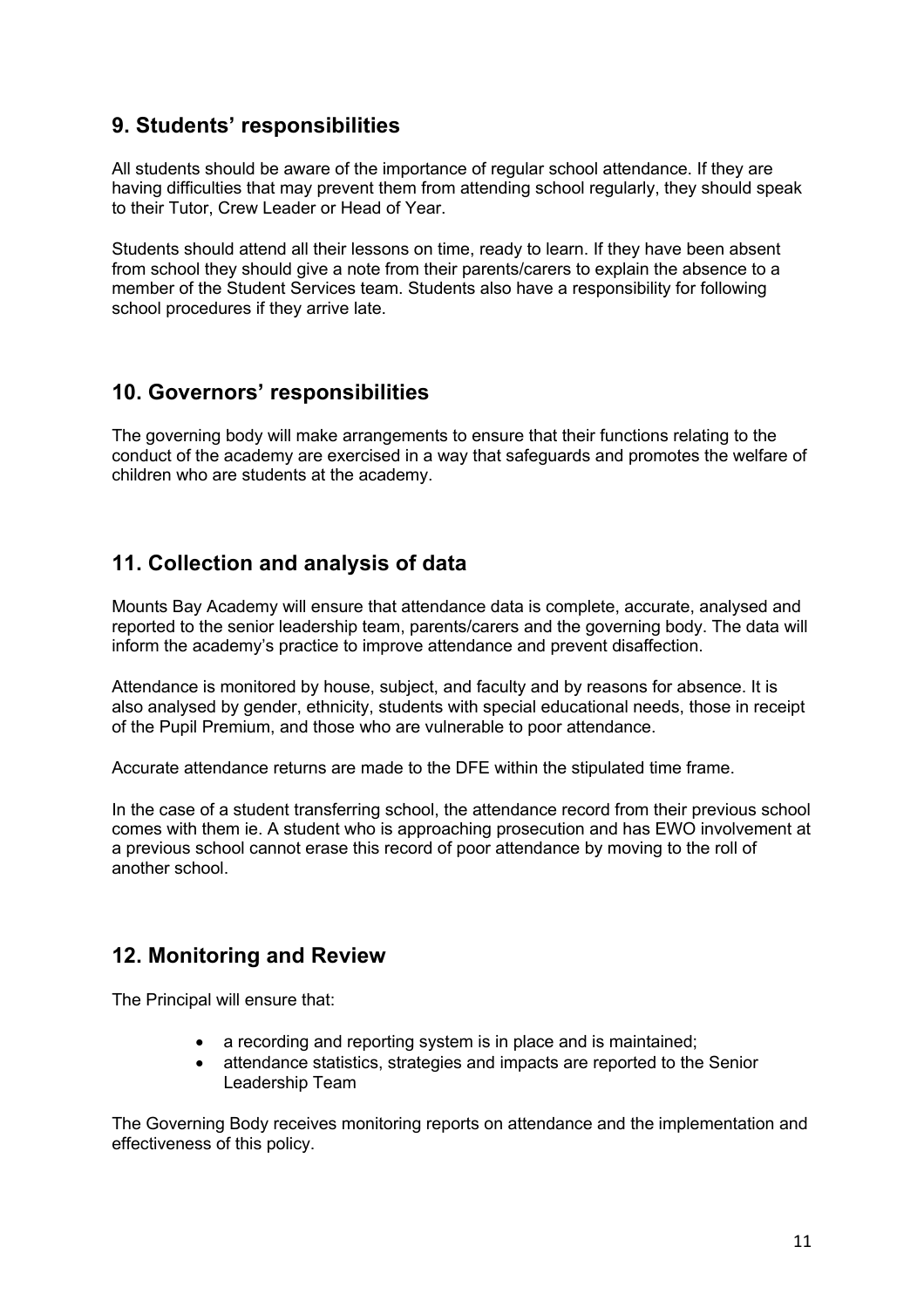## 9. Students' responsibilities

All students should be aware of the importance of regular school attendance. If they are having difficulties that may prevent them from attending school regularly, they should speak to their Tutor, Crew Leader or Head of Year.

Students should attend all their lessons on time, ready to learn. If they have been absent from school they should give a note from their parents/carers to explain the absence to a member of the Student Services team. Students also have a responsibility for following school procedures if they arrive late.

## 10. Governors' responsibilities

The governing body will make arrangements to ensure that their functions relating to the conduct of the academy are exercised in a way that safeguards and promotes the welfare of children who are students at the academy.

## 11. Collection and analysis of data

Mounts Bay Academy will ensure that attendance data is complete, accurate, analysed and reported to the senior leadership team, parents/carers and the governing body. The data will inform the academy's practice to improve attendance and prevent disaffection.

Attendance is monitored by house, subject, and faculty and by reasons for absence. It is also analysed by gender, ethnicity, students with special educational needs, those in receipt of the Pupil Premium, and those who are vulnerable to poor attendance.

Accurate attendance returns are made to the DFE within the stipulated time frame.

In the case of a student transferring school, the attendance record from their previous school comes with them ie. A student who is approaching prosecution and has EWO involvement at a previous school cannot erase this record of poor attendance by moving to the roll of another school.

## 12. Monitoring and Review

The Principal will ensure that:

- a recording and reporting system is in place and is maintained;
- attendance statistics, strategies and impacts are reported to the Senior Leadership Team

The Governing Body receives monitoring reports on attendance and the implementation and effectiveness of this policy.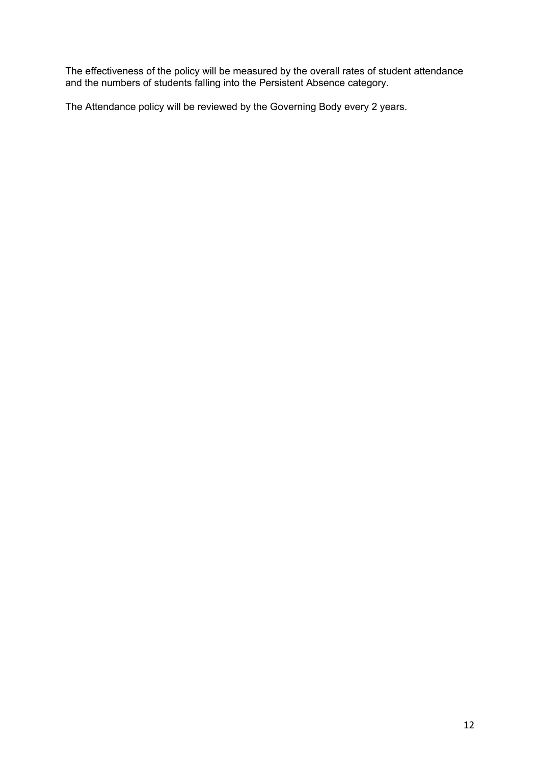The effectiveness of the policy will be measured by the overall rates of student attendance and the numbers of students falling into the Persistent Absence category.

The Attendance policy will be reviewed by the Governing Body every 2 years.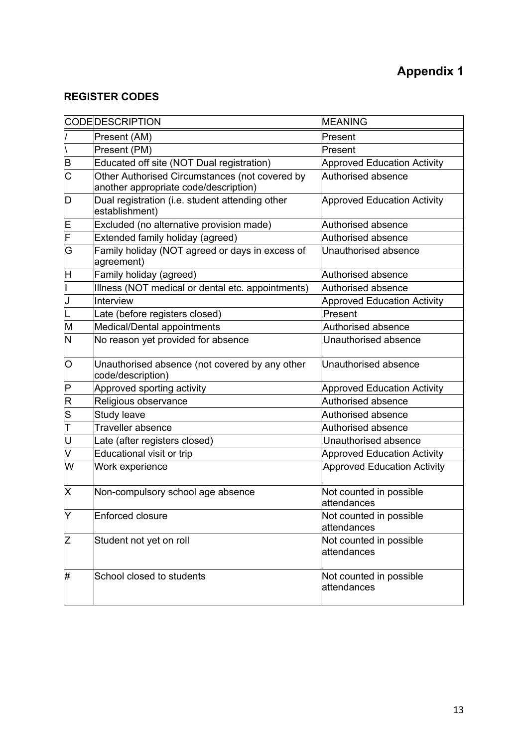# Appendix 1

**REGISTER CODES**

| CODE | DESCRIPTION | MEANING |
|---|---|---|
| / | Present (AM) | Present |
| \ | Present (PM) | Present |
| B | Educated off site (NOT Dual registration) | Approved Education Activity |
| C | Other Authorised Circumstances (not covered by another appropriate code/description) | Authorised absence |
| D | Dual registration (i.e. student attending other establishment) | Approved Education Activity |
| E | Excluded (no alternative provision made) | Authorised absence |
| F | Extended family holiday (agreed) | Authorised absence |
| G | Family holiday (NOT agreed or days in excess of agreement) | Unauthorised absence |
| H | Family holiday (agreed) | Authorised absence |
| I | Illness (NOT medical or dental etc. appointments) | Authorised absence |
| J | Interview | Approved Education Activity |
| L | Late (before registers closed) | Present |
| M | Medical/Dental appointments | Authorised absence |
| N | No reason yet provided for absence | Unauthorised absence |
| O | Unauthorised absence (not covered by any other code/description) | Unauthorised absence |
| P | Approved sporting activity | Approved Education Activity |
| R | Religious observance | Authorised absence |
| S | Study leave | Authorised absence |
| T | Traveller absence | Authorised absence |
| U | Late (after registers closed) | Unauthorised absence |
| V | Educational visit or trip | Approved Education Activity |
| W | Work experience | Approved Education Activity |
| X | Non-compulsory school age absence | Not counted in possible attendances |
| Y | Enforced closure | Not counted in possible attendances |
| Z | Student not yet on roll | Not counted in possible attendances |
| # | School closed to students | Not counted in possible attendances |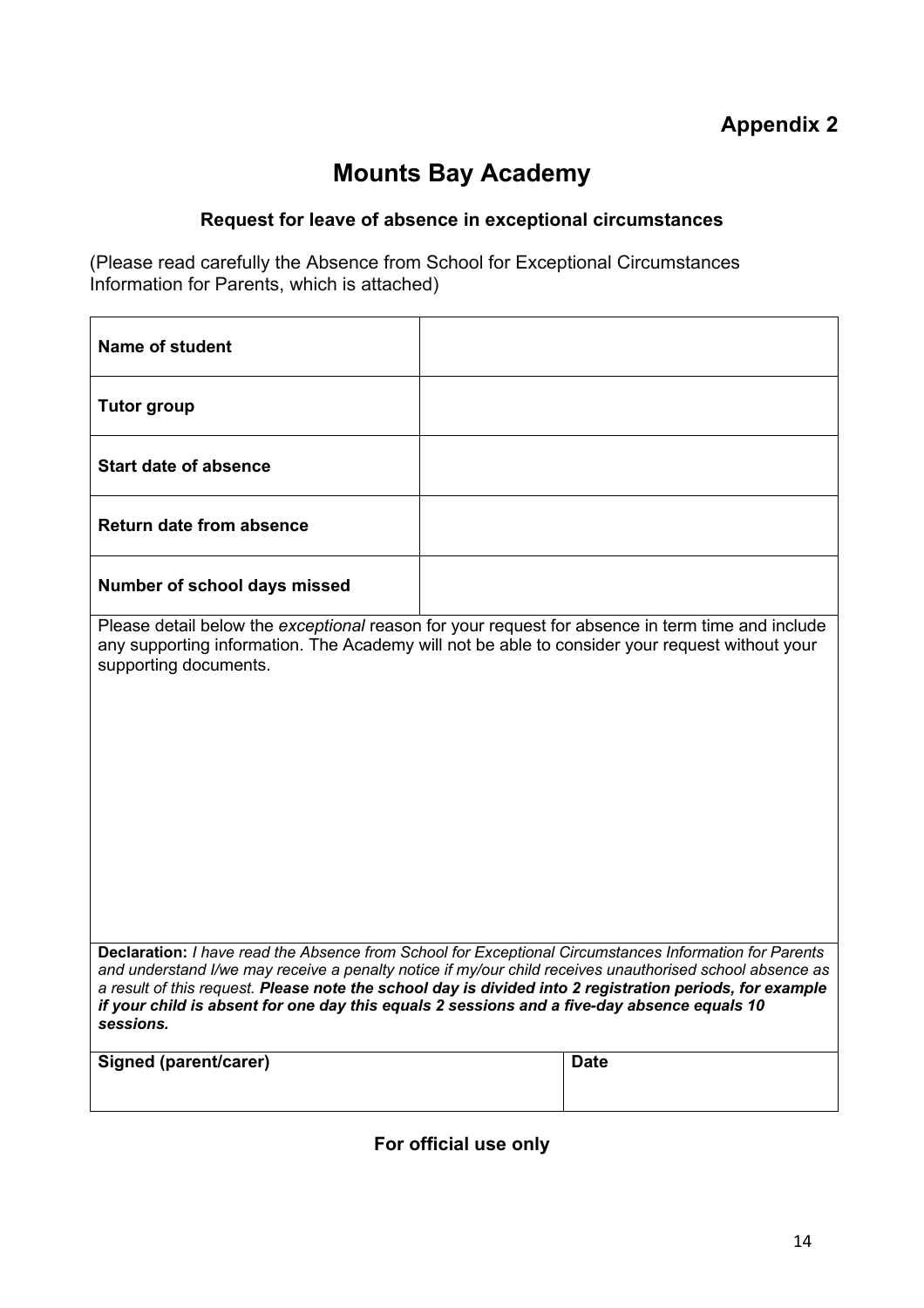**Appendix 2**

# Mounts Bay Academy

### Request for leave of absence in exceptional circumstances

(Please read carefully the Absence from School for Exceptional Circumstances Information for Parents, which is attached)

| | |
|---|---|
| **Name of student** | |
| **Tutor group** | |
| **Start date of absence** | |
| **Return date from absence** | |
| **Number of school days missed** | |

Please detail below the *exceptional* reason for your request for absence in term time and include any supporting information. The Academy will not be able to consider your request without your supporting documents.

**Declaration:** *I have read the Absence from School for Exceptional Circumstances Information for Parents and understand I/we may receive a penalty notice if my/our child receives unauthorised school absence as a result of this request.* ***Please note the school day is divided into 2 registration periods, for example if your child is absent for one day this equals 2 sessions and a five-day absence equals 10 sessions.***

| **Signed (parent/carer)** | **Date** |
|---|---|
| | |

**For official use only**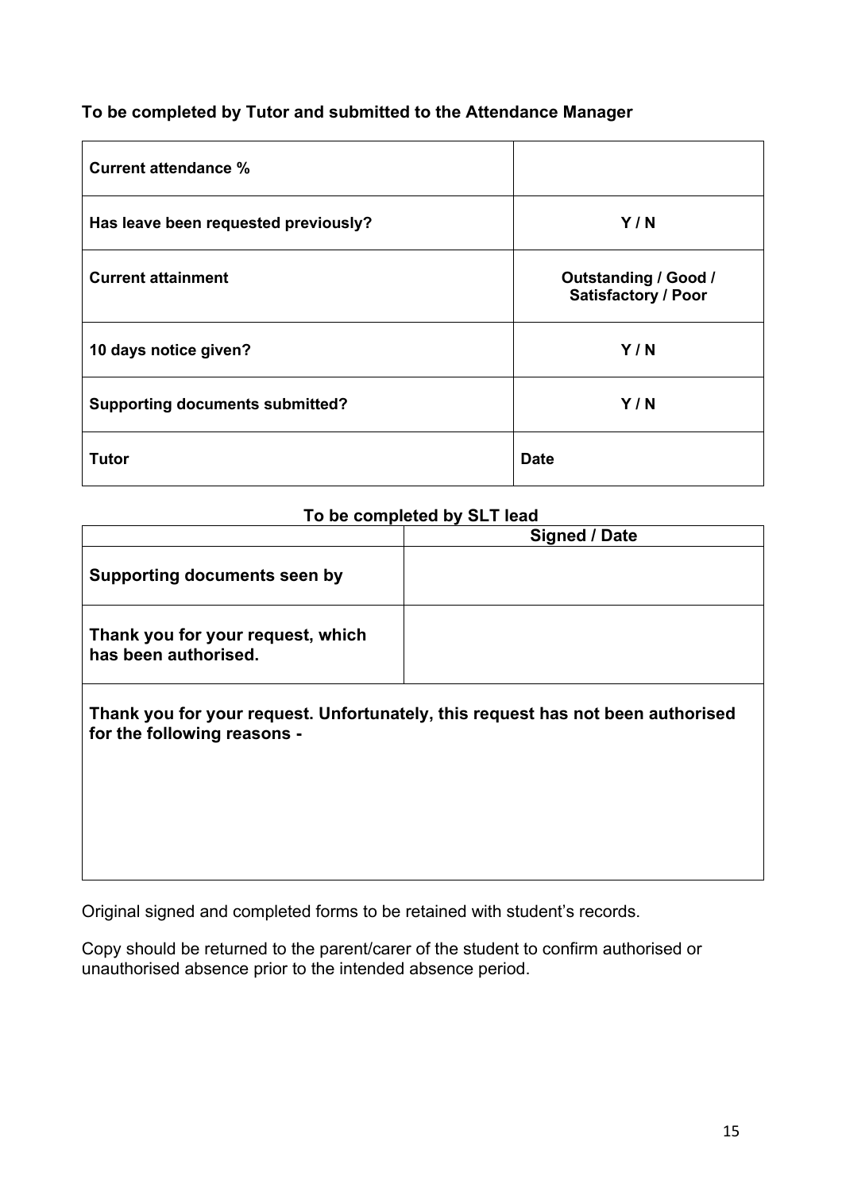**To be completed by Tutor and submitted to the Attendance Manager**

| **Current attendance %** | |
|---|---|
| **Has leave been requested previously?** | **Y / N** |
| **Current attainment** | **Outstanding / Good / Satisfactory / Poor** |
| **10 days notice given?** | **Y / N** |
| **Supporting documents submitted?** | **Y / N** |
| **Tutor** | **Date** |

**To be completed by SLT lead**

| | **Signed / Date** |
|---|---|
| **Supporting documents seen by** | |
| **Thank you for your request, which has been authorised.** | |
| **Thank you for your request. Unfortunately, this request has not been authorised for the following reasons -** | |

Original signed and completed forms to be retained with student's records.

Copy should be returned to the parent/carer of the student to confirm authorised or unauthorised absence prior to the intended absence period.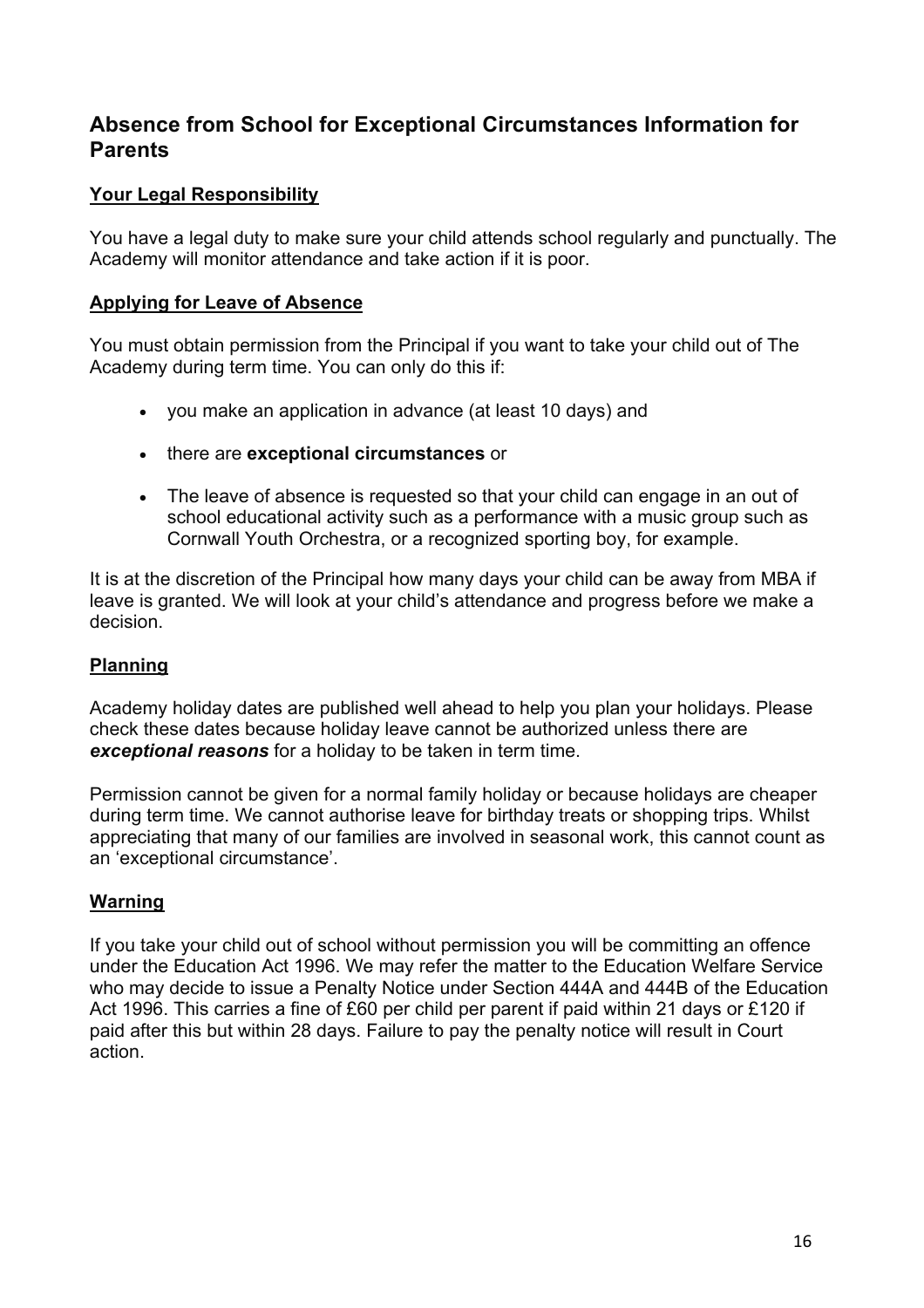## Absence from School for Exceptional Circumstances Information for Parents

### Your Legal Responsibility

You have a legal duty to make sure your child attends school regularly and punctually. The Academy will monitor attendance and take action if it is poor.

### Applying for Leave of Absence

You must obtain permission from the Principal if you want to take your child out of The Academy during term time. You can only do this if:

- you make an application in advance (at least 10 days) and
- there are **exceptional circumstances** or
- The leave of absence is requested so that your child can engage in an out of school educational activity such as a performance with a music group such as Cornwall Youth Orchestra, or a recognized sporting boy, for example.

It is at the discretion of the Principal how many days your child can be away from MBA if leave is granted. We will look at your child's attendance and progress before we make a decision.

### Planning

Academy holiday dates are published well ahead to help you plan your holidays. Please check these dates because holiday leave cannot be authorized unless there are ***exceptional reasons*** for a holiday to be taken in term time.

Permission cannot be given for a normal family holiday or because holidays are cheaper during term time. We cannot authorise leave for birthday treats or shopping trips. Whilst appreciating that many of our families are involved in seasonal work, this cannot count as an 'exceptional circumstance'.

### Warning

If you take your child out of school without permission you will be committing an offence under the Education Act 1996. We may refer the matter to the Education Welfare Service who may decide to issue a Penalty Notice under Section 444A and 444B of the Education Act 1996. This carries a fine of £60 per child per parent if paid within 21 days or £120 if paid after this but within 28 days. Failure to pay the penalty notice will result in Court action.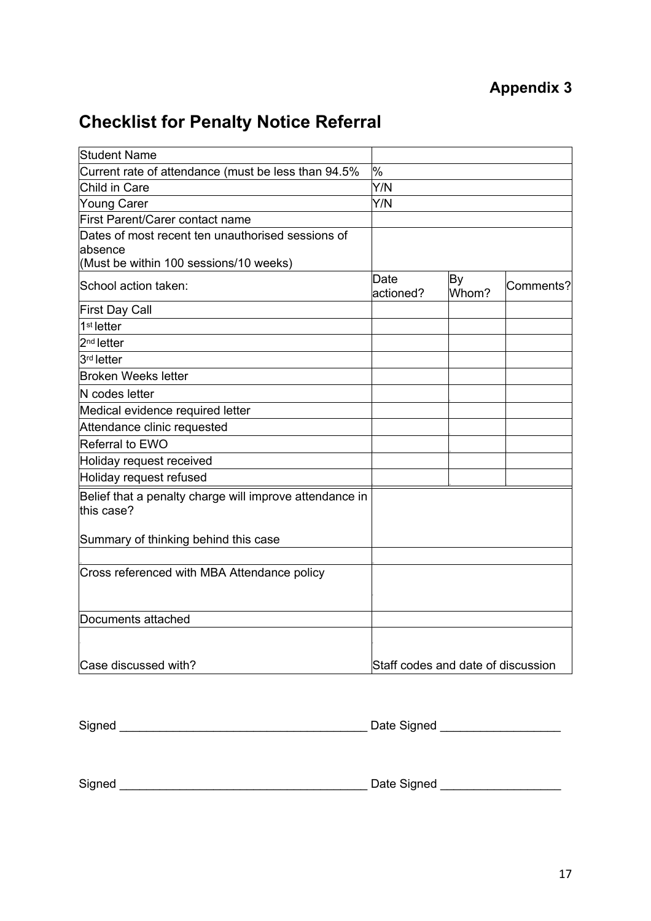**Appendix 3**

# Checklist for Penalty Notice Referral

| Student Name | | | |
|---|---|---|---|
| Current rate of attendance (must be less than 94.5% | % | | |
| Child in Care | Y/N | | |
| Young Carer | Y/N | | |
| First Parent/Carer contact name | | | |
| Dates of most recent ten unauthorised sessions of absence (Must be within 100 sessions/10 weeks) | | | |
| School action taken: | Date actioned? | By Whom? | Comments? |
| First Day Call | | | |
| 1st letter | | | |
| 2nd letter | | | |
| 3rd letter | | | |
| Broken Weeks letter | | | |
| N codes letter | | | |
| Medical evidence required letter | | | |
| Attendance clinic requested | | | |
| Referral to EWO | | | |
| Holiday request received | | | |
| Holiday request refused | | | |
| Belief that a penalty charge will improve attendance in this case? Summary of thinking behind this case | | | |
| | | | |
| Cross referenced with MBA Attendance policy | | | |
| Documents attached | | | |
| Case discussed with? | Staff codes and date of discussion | | |

Signed ____________________________________ Date Signed _________________

Signed ____________________________________ Date Signed _________________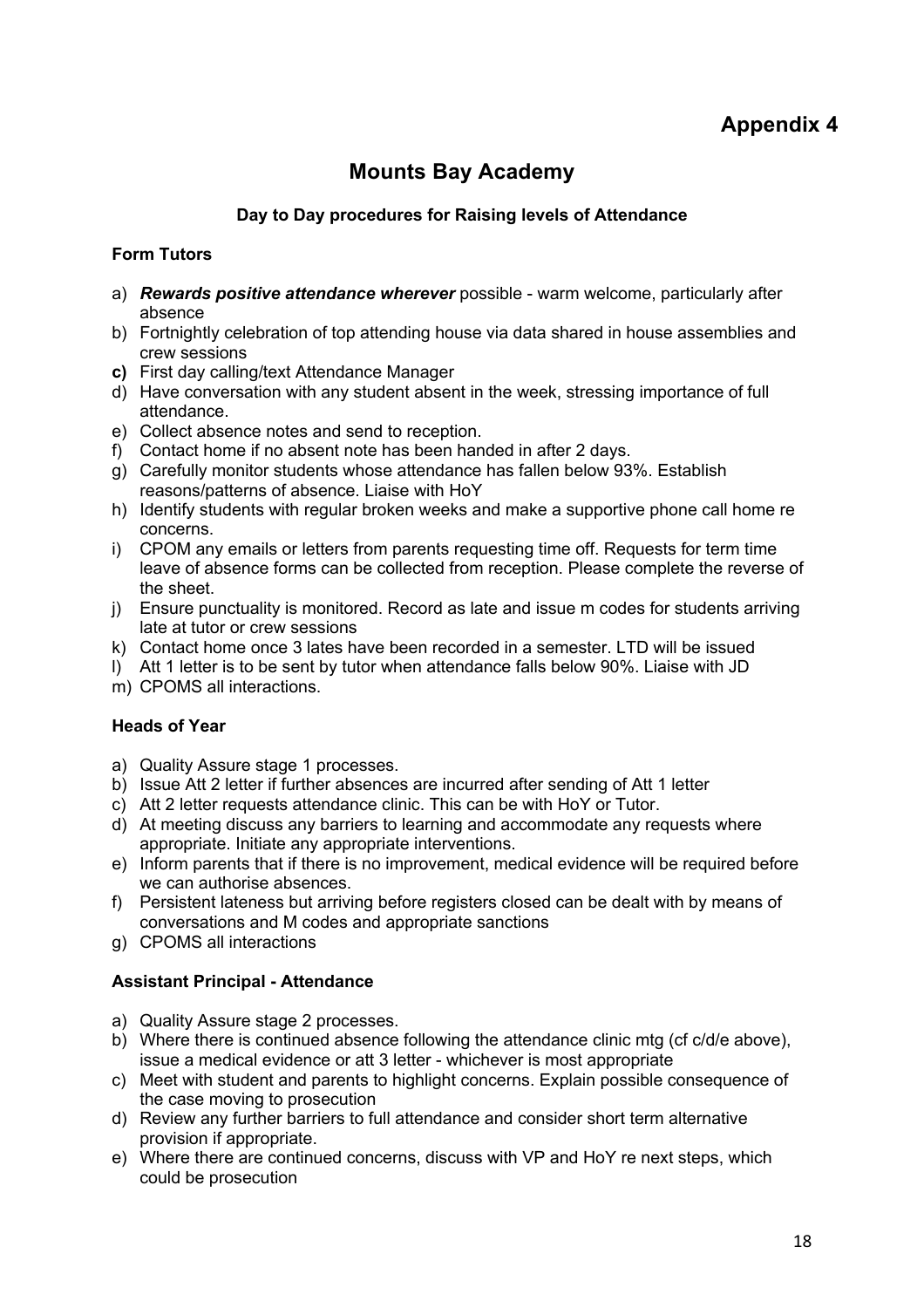## Appendix 4

# Mounts Bay Academy

### Day to Day procedures for Raising levels of Attendance

**Form Tutors**

a) ***Rewards positive attendance wherever*** possible - warm welcome, particularly after absence
b) Fortnightly celebration of top attending house via data shared in house assemblies and crew sessions
**c)** First day calling/text Attendance Manager
d) Have conversation with any student absent in the week, stressing importance of full attendance.
e) Collect absence notes and send to reception.
f) Contact home if no absent note has been handed in after 2 days.
g) Carefully monitor students whose attendance has fallen below 93%. Establish reasons/patterns of absence. Liaise with HoY
h) Identify students with regular broken weeks and make a supportive phone call home re concerns.
i) CPOM any emails or letters from parents requesting time off. Requests for term time leave of absence forms can be collected from reception. Please complete the reverse of the sheet.
j) Ensure punctuality is monitored. Record as late and issue m codes for students arriving late at tutor or crew sessions
k) Contact home once 3 lates have been recorded in a semester. LTD will be issued
l) Att 1 letter is to be sent by tutor when attendance falls below 90%. Liaise with JD
m) CPOMS all interactions.

**Heads of Year**

a) Quality Assure stage 1 processes.
b) Issue Att 2 letter if further absences are incurred after sending of Att 1 letter
c) Att 2 letter requests attendance clinic. This can be with HoY or Tutor.
d) At meeting discuss any barriers to learning and accommodate any requests where appropriate. Initiate any appropriate interventions.
e) Inform parents that if there is no improvement, medical evidence will be required before we can authorise absences.
f) Persistent lateness but arriving before registers closed can be dealt with by means of conversations and M codes and appropriate sanctions
g) CPOMS all interactions

**Assistant Principal - Attendance**

a) Quality Assure stage 2 processes.
b) Where there is continued absence following the attendance clinic mtg (cf c/d/e above), issue a medical evidence or att 3 letter - whichever is most appropriate
c) Meet with student and parents to highlight concerns. Explain possible consequence of the case moving to prosecution
d) Review any further barriers to full attendance and consider short term alternative provision if appropriate.
e) Where there are continued concerns, discuss with VP and HoY re next steps, which could be prosecution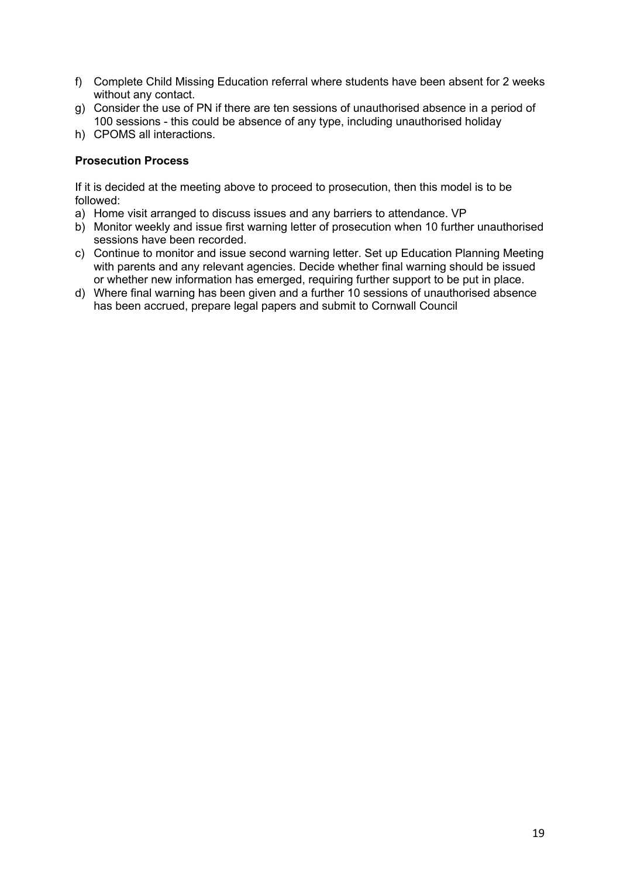f) Complete Child Missing Education referral where students have been absent for 2 weeks without any contact.
g) Consider the use of PN if there are ten sessions of unauthorised absence in a period of 100 sessions - this could be absence of any type, including unauthorised holiday
h) CPOMS all interactions.

**Prosecution Process**

If it is decided at the meeting above to proceed to prosecution, then this model is to be followed:

a) Home visit arranged to discuss issues and any barriers to attendance. VP
b) Monitor weekly and issue first warning letter of prosecution when 10 further unauthorised sessions have been recorded.
c) Continue to monitor and issue second warning letter. Set up Education Planning Meeting with parents and any relevant agencies. Decide whether final warning should be issued or whether new information has emerged, requiring further support to be put in place.
d) Where final warning has been given and a further 10 sessions of unauthorised absence has been accrued, prepare legal papers and submit to Cornwall Council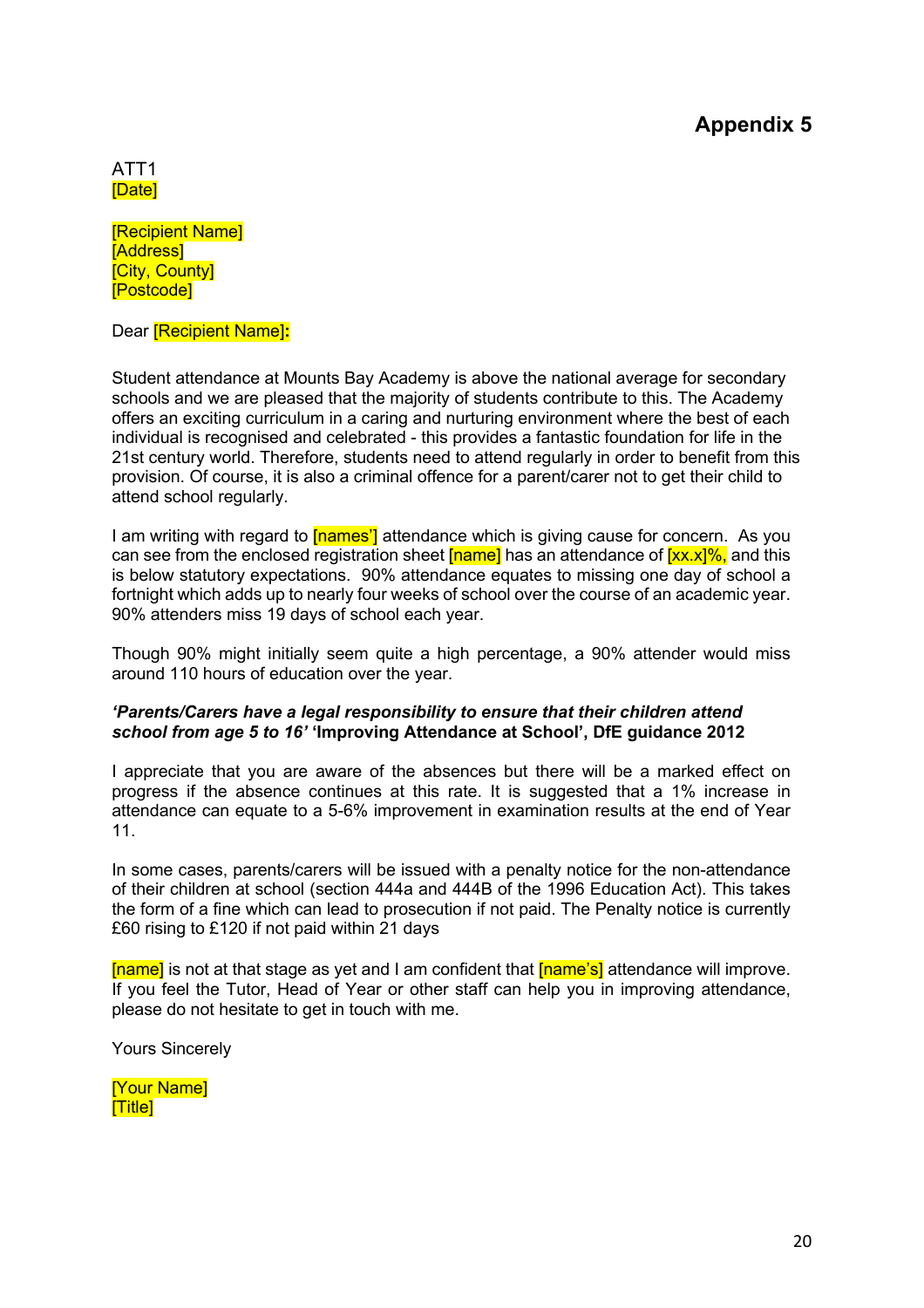# Appendix 5

ATT1
[Date]

[Recipient Name]
[Address]
[City, County]
[Postcode]

Dear [Recipient Name]:

Student attendance at Mounts Bay Academy is above the national average for secondary schools and we are pleased that the majority of students contribute to this. The Academy offers an exciting curriculum in a caring and nurturing environment where the best of each individual is recognised and celebrated - this provides a fantastic foundation for life in the 21st century world. Therefore, students need to attend regularly in order to benefit from this provision. Of course, it is also a criminal offence for a parent/carer not to get their child to attend school regularly.

I am writing with regard to [names'] attendance which is giving cause for concern. As you can see from the enclosed registration sheet [name] has an attendance of [xx.x]%, and this is below statutory expectations. 90% attendance equates to missing one day of school a fortnight which adds up to nearly four weeks of school over the course of an academic year. 90% attenders miss 19 days of school each year.

Though 90% might initially seem quite a high percentage, a 90% attender would miss around 110 hours of education over the year.

***'Parents/Carers have a legal responsibility to ensure that their children attend school from age 5 to 16'*** **'Improving Attendance at School', DfE guidance 2012**

I appreciate that you are aware of the absences but there will be a marked effect on progress if the absence continues at this rate. It is suggested that a 1% increase in attendance can equate to a 5-6% improvement in examination results at the end of Year 11.

In some cases, parents/carers will be issued with a penalty notice for the non-attendance of their children at school (section 444a and 444B of the 1996 Education Act). This takes the form of a fine which can lead to prosecution if not paid. The Penalty notice is currently £60 rising to £120 if not paid within 21 days

[name] is not at that stage as yet and I am confident that [name's] attendance will improve. If you feel the Tutor, Head of Year or other staff can help you in improving attendance, please do not hesitate to get in touch with me.

Yours Sincerely

[Your Name]
[Title]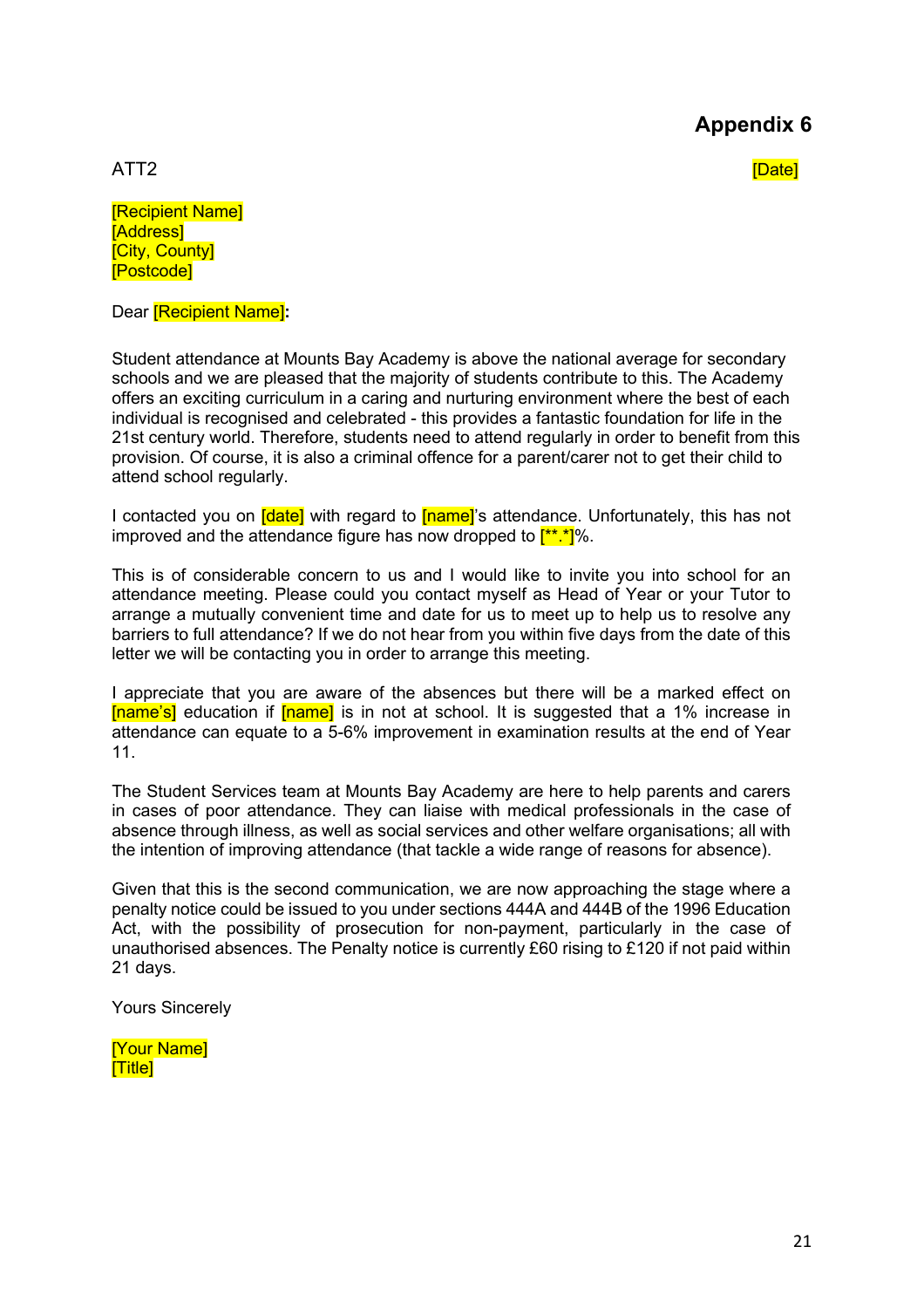# Appendix 6

ATT2

[Date]

[Recipient Name]
[Address]
[City, County]
[Postcode]

Dear [Recipient Name]:

Student attendance at Mounts Bay Academy is above the national average for secondary schools and we are pleased that the majority of students contribute to this. The Academy offers an exciting curriculum in a caring and nurturing environment where the best of each individual is recognised and celebrated - this provides a fantastic foundation for life in the 21st century world. Therefore, students need to attend regularly in order to benefit from this provision. Of course, it is also a criminal offence for a parent/carer not to get their child to attend school regularly.

I contacted you on [date] with regard to [name]'s attendance. Unfortunately, this has not improved and the attendance figure has now dropped to [**.*]%.

This is of considerable concern to us and I would like to invite you into school for an attendance meeting. Please could you contact myself as Head of Year or your Tutor to arrange a mutually convenient time and date for us to meet up to help us to resolve any barriers to full attendance? If we do not hear from you within five days from the date of this letter we will be contacting you in order to arrange this meeting.

I appreciate that you are aware of the absences but there will be a marked effect on [name's] education if [name] is in not at school. It is suggested that a 1% increase in attendance can equate to a 5-6% improvement in examination results at the end of Year 11.

The Student Services team at Mounts Bay Academy are here to help parents and carers in cases of poor attendance. They can liaise with medical professionals in the case of absence through illness, as well as social services and other welfare organisations; all with the intention of improving attendance (that tackle a wide range of reasons for absence).

Given that this is the second communication, we are now approaching the stage where a penalty notice could be issued to you under sections 444A and 444B of the 1996 Education Act, with the possibility of prosecution for non-payment, particularly in the case of unauthorised absences. The Penalty notice is currently £60 rising to £120 if not paid within 21 days.

Yours Sincerely

[Your Name]
[Title]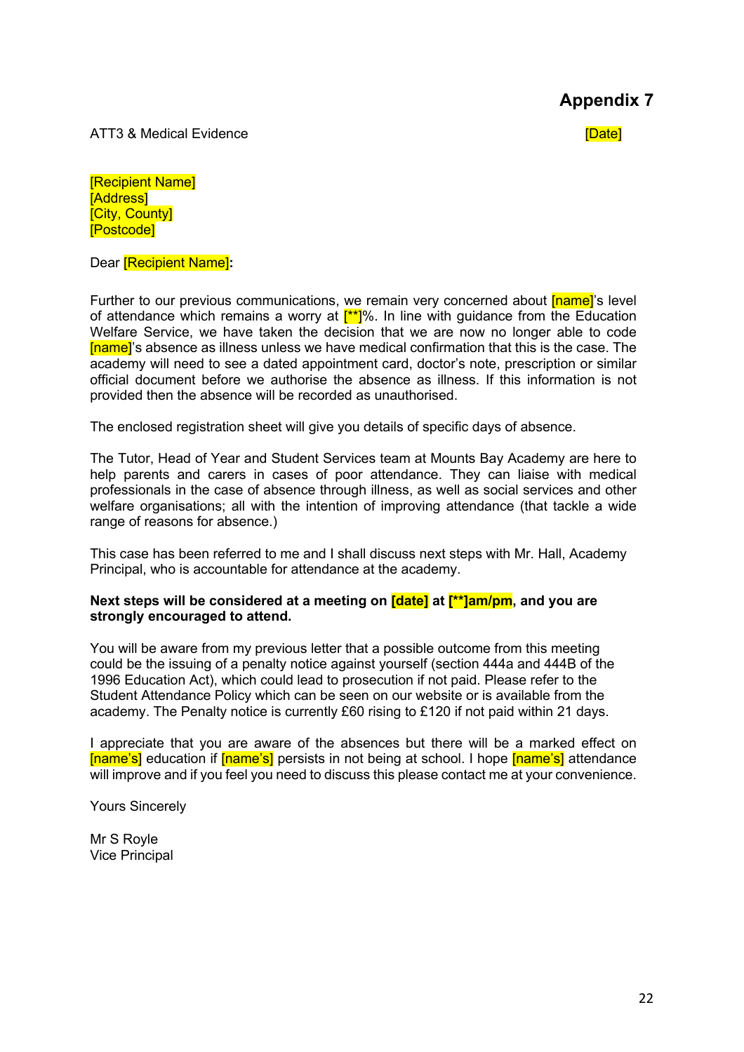# Appendix 7

ATT3 & Medical Evidence

[Date]

[Recipient Name]
[Address]
[City, County]
[Postcode]

Dear [Recipient Name]**:**

Further to our previous communications, we remain very concerned about [name]'s level of attendance which remains a worry at [**]%. In line with guidance from the Education Welfare Service, we have taken the decision that we are now no longer able to code [name]'s absence as illness unless we have medical confirmation that this is the case. The academy will need to see a dated appointment card, doctor's note, prescription or similar official document before we authorise the absence as illness. If this information is not provided then the absence will be recorded as unauthorised.

The enclosed registration sheet will give you details of specific days of absence.

The Tutor, Head of Year and Student Services team at Mounts Bay Academy are here to help parents and carers in cases of poor attendance. They can liaise with medical professionals in the case of absence through illness, as well as social services and other welfare organisations; all with the intention of improving attendance (that tackle a wide range of reasons for absence.)

This case has been referred to me and I shall discuss next steps with Mr. Hall, Academy Principal, who is accountable for attendance at the academy.

**Next steps will be considered at a meeting on [date] at [**]am/pm, and you are strongly encouraged to attend.**

You will be aware from my previous letter that a possible outcome from this meeting could be the issuing of a penalty notice against yourself (section 444a and 444B of the 1996 Education Act), which could lead to prosecution if not paid. Please refer to the Student Attendance Policy which can be seen on our website or is available from the academy. The Penalty notice is currently £60 rising to £120 if not paid within 21 days.

I appreciate that you are aware of the absences but there will be a marked effect on [name's] education if [name's] persists in not being at school. I hope [name's] attendance will improve and if you feel you need to discuss this please contact me at your convenience.

Yours Sincerely

Mr S Royle
Vice Principal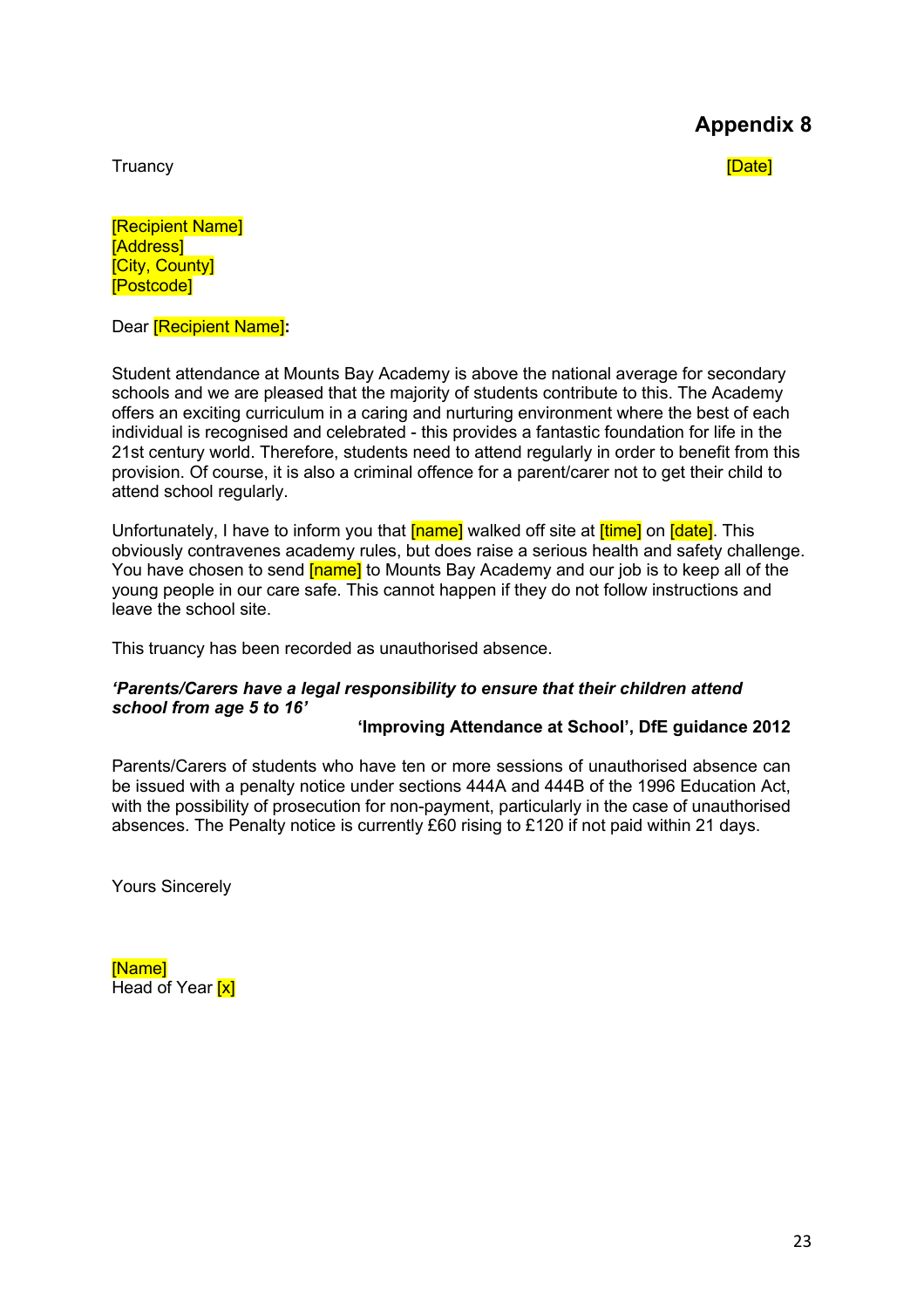## Appendix 8

Truancy [Date]

[Recipient Name]
[Address]
[City, County]
[Postcode]

Dear [Recipient Name]**:**

Student attendance at Mounts Bay Academy is above the national average for secondary schools and we are pleased that the majority of students contribute to this. The Academy offers an exciting curriculum in a caring and nurturing environment where the best of each individual is recognised and celebrated - this provides a fantastic foundation for life in the 21st century world. Therefore, students need to attend regularly in order to benefit from this provision. Of course, it is also a criminal offence for a parent/carer not to get their child to attend school regularly.

Unfortunately, I have to inform you that [name] walked off site at [time] on [date]. This obviously contravenes academy rules, but does raise a serious health and safety challenge. You have chosen to send [name] to Mounts Bay Academy and our job is to keep all of the young people in our care safe. This cannot happen if they do not follow instructions and leave the school site.

This truancy has been recorded as unauthorised absence.

***'Parents/Carers have a legal responsibility to ensure that their children attend school from age 5 to 16'***

**'Improving Attendance at School', DfE guidance 2012**

Parents/Carers of students who have ten or more sessions of unauthorised absence can be issued with a penalty notice under sections 444A and 444B of the 1996 Education Act, with the possibility of prosecution for non-payment, particularly in the case of unauthorised absences. The Penalty notice is currently £60 rising to £120 if not paid within 21 days.

Yours Sincerely

[Name]
Head of Year [x]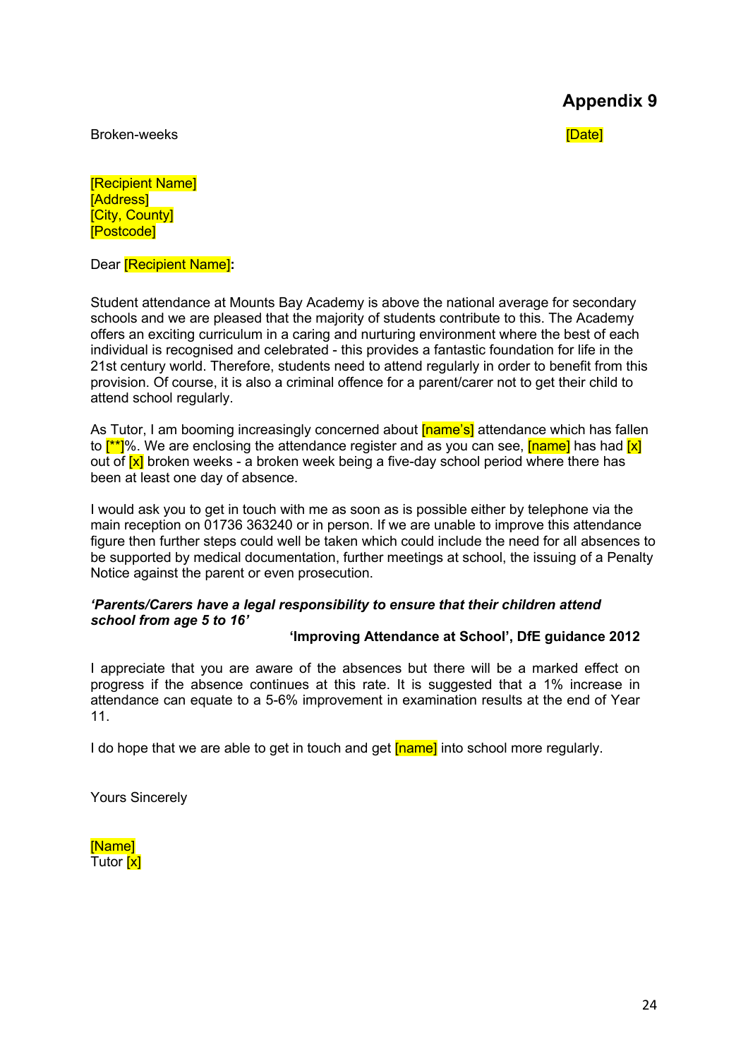# Appendix 9

Broken-weeks

[Date]

[Recipient Name]
[Address]
[City, County]
[Postcode]

Dear [Recipient Name]**:**

Student attendance at Mounts Bay Academy is above the national average for secondary schools and we are pleased that the majority of students contribute to this. The Academy offers an exciting curriculum in a caring and nurturing environment where the best of each individual is recognised and celebrated - this provides a fantastic foundation for life in the 21st century world. Therefore, students need to attend regularly in order to benefit from this provision. Of course, it is also a criminal offence for a parent/carer not to get their child to attend school regularly.

As Tutor, I am booming increasingly concerned about [name's] attendance which has fallen to [**]%. We are enclosing the attendance register and as you can see, [name] has had [x] out of [x] broken weeks - a broken week being a five-day school period where there has been at least one day of absence.

I would ask you to get in touch with me as soon as is possible either by telephone via the main reception on 01736 363240 or in person. If we are unable to improve this attendance figure then further steps could well be taken which could include the need for all absences to be supported by medical documentation, further meetings at school, the issuing of a Penalty Notice against the parent or even prosecution.

***'Parents/Carers have a legal responsibility to ensure that their children attend school from age 5 to 16'***

**'Improving Attendance at School', DfE guidance 2012**

I appreciate that you are aware of the absences but there will be a marked effect on progress if the absence continues at this rate. It is suggested that a 1% increase in attendance can equate to a 5-6% improvement in examination results at the end of Year 11.

I do hope that we are able to get in touch and get [name] into school more regularly.

Yours Sincerely

[Name]
Tutor [x]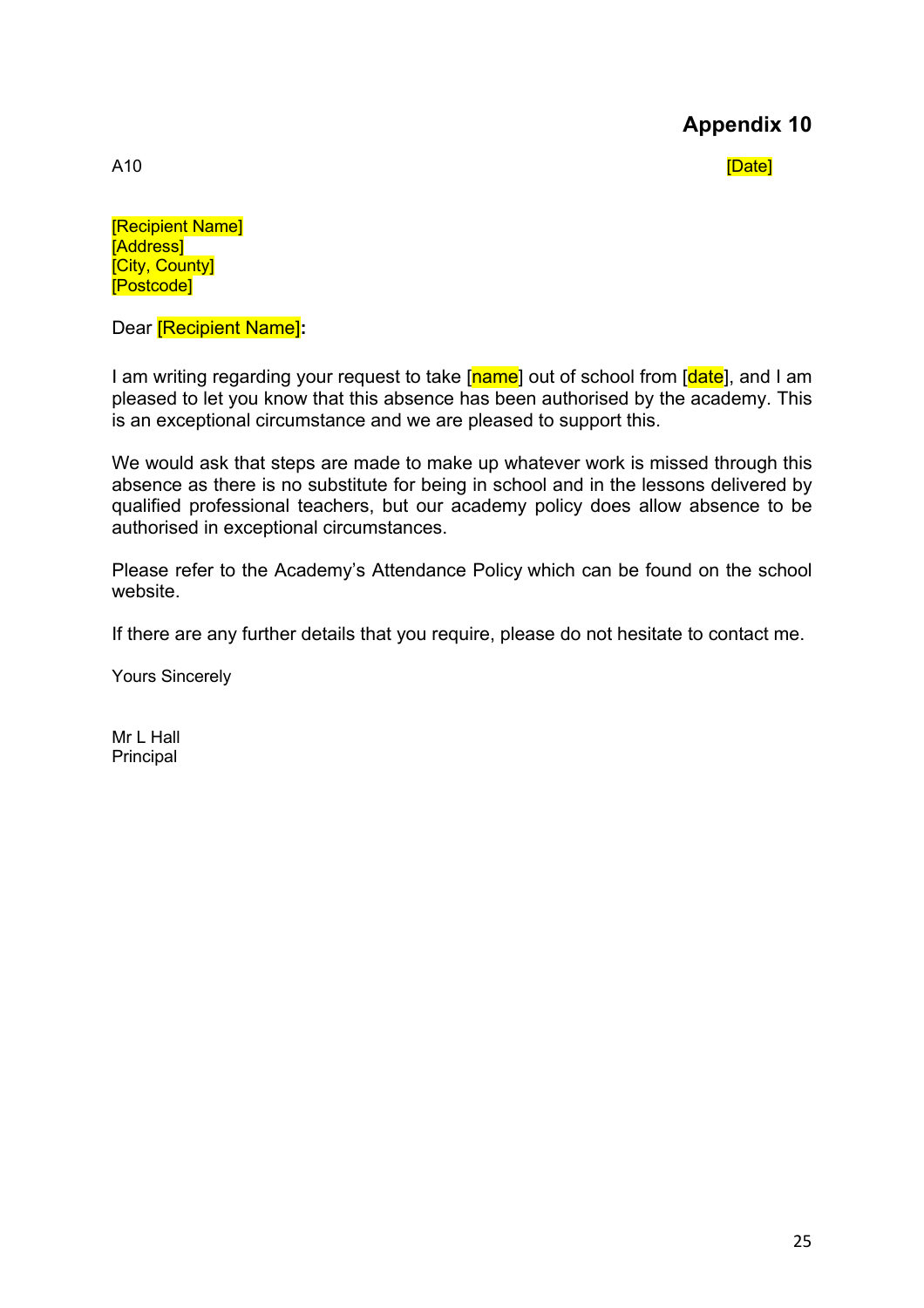# Appendix 10

A10 [Date]

[Recipient Name]
[Address]
[City, County]
[Postcode]

Dear [Recipient Name]**:**

I am writing regarding your request to take [name] out of school from [date], and I am pleased to let you know that this absence has been authorised by the academy. This is an exceptional circumstance and we are pleased to support this.

We would ask that steps are made to make up whatever work is missed through this absence as there is no substitute for being in school and in the lessons delivered by qualified professional teachers, but our academy policy does allow absence to be authorised in exceptional circumstances.

Please refer to the Academy's Attendance Policy which can be found on the school website.

If there are any further details that you require, please do not hesitate to contact me.

Yours Sincerely

Mr L Hall
Principal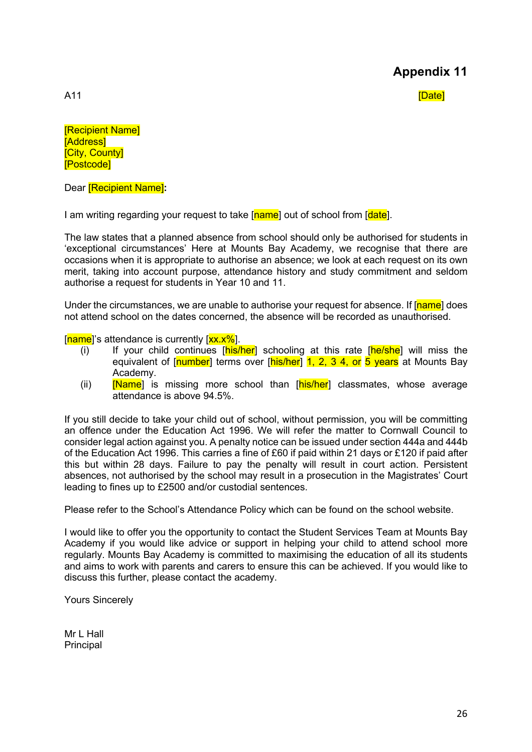# Appendix 11

A11 [Date]

[Recipient Name]
[Address]
[City, County]
[Postcode]

Dear [Recipient Name]**:**

I am writing regarding your request to take [name] out of school from [date].

The law states that a planned absence from school should only be authorised for students in 'exceptional circumstances' Here at Mounts Bay Academy, we recognise that there are occasions when it is appropriate to authorise an absence; we look at each request on its own merit, taking into account purpose, attendance history and study commitment and seldom authorise a request for students in Year 10 and 11.

Under the circumstances, we are unable to authorise your request for absence. If [name] does not attend school on the dates concerned, the absence will be recorded as unauthorised.

[name]'s attendance is currently [xx.x%].

(i) If your child continues [his/her] schooling at this rate [he/she] will miss the equivalent of [number] terms over [his/her] 1, 2, 3 4, or 5 years at Mounts Bay Academy.

(ii) [Name] is missing more school than [his/her] classmates, whose average attendance is above 94.5%.

If you still decide to take your child out of school, without permission, you will be committing an offence under the Education Act 1996. We will refer the matter to Cornwall Council to consider legal action against you. A penalty notice can be issued under section 444a and 444b of the Education Act 1996. This carries a fine of £60 if paid within 21 days or £120 if paid after this but within 28 days. Failure to pay the penalty will result in court action. Persistent absences, not authorised by the school may result in a prosecution in the Magistrates' Court leading to fines up to £2500 and/or custodial sentences.

Please refer to the School's Attendance Policy which can be found on the school website.

I would like to offer you the opportunity to contact the Student Services Team at Mounts Bay Academy if you would like advice or support in helping your child to attend school more regularly. Mounts Bay Academy is committed to maximising the education of all its students and aims to work with parents and carers to ensure this can be achieved. If you would like to discuss this further, please contact the academy.

Yours Sincerely

Mr L Hall
Principal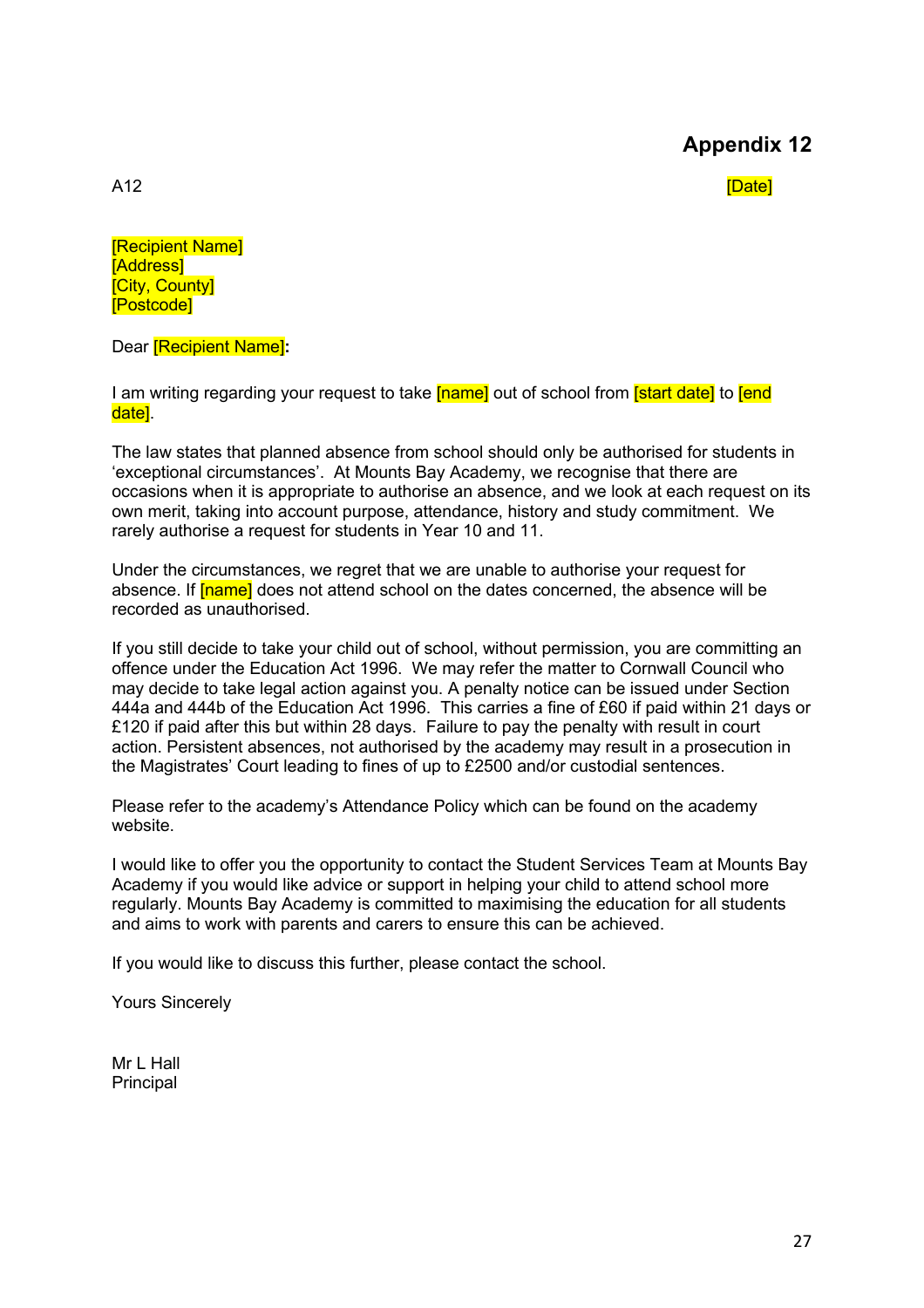## Appendix 12

A12 [Date]

[Recipient Name]
[Address]
[City, County]
[Postcode]

Dear [Recipient Name]**:**

I am writing regarding your request to take [name] out of school from [start date] to [end date].

The law states that planned absence from school should only be authorised for students in 'exceptional circumstances'. At Mounts Bay Academy, we recognise that there are occasions when it is appropriate to authorise an absence, and we look at each request on its own merit, taking into account purpose, attendance, history and study commitment. We rarely authorise a request for students in Year 10 and 11.

Under the circumstances, we regret that we are unable to authorise your request for absence. If [name] does not attend school on the dates concerned, the absence will be recorded as unauthorised.

If you still decide to take your child out of school, without permission, you are committing an offence under the Education Act 1996. We may refer the matter to Cornwall Council who may decide to take legal action against you. A penalty notice can be issued under Section 444a and 444b of the Education Act 1996. This carries a fine of £60 if paid within 21 days or £120 if paid after this but within 28 days. Failure to pay the penalty with result in court action. Persistent absences, not authorised by the academy may result in a prosecution in the Magistrates' Court leading to fines of up to £2500 and/or custodial sentences.

Please refer to the academy's Attendance Policy which can be found on the academy website.

I would like to offer you the opportunity to contact the Student Services Team at Mounts Bay Academy if you would like advice or support in helping your child to attend school more regularly. Mounts Bay Academy is committed to maximising the education for all students and aims to work with parents and carers to ensure this can be achieved.

If you would like to discuss this further, please contact the school.

Yours Sincerely

Mr L Hall
Principal